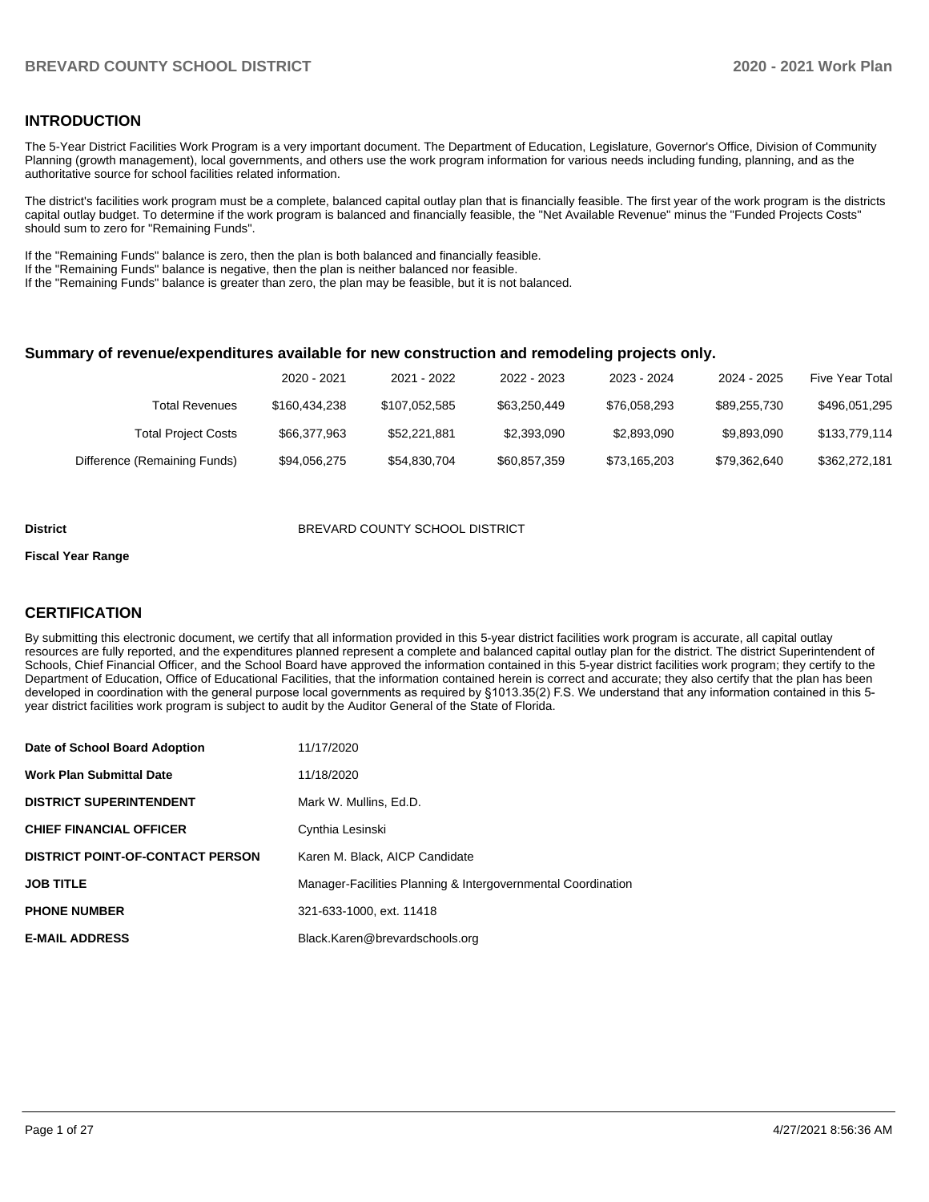## INTRODUCTION

The 5-Year District Facilities Work Program is a very important document. The Department of Education, Legislature, Governor's Office, Division of Community Planning (growth management), local governments, and others use the work program information for various needs including funding, planning, and as the authoritative source for school facilities related information.

The district's facilities work program must be a complete, balanced capital outlay plan that is financially feasible. The first year of the work program is the districts capital outlay budget. To determine if the work program is balanced and financially feasible, the "Net Available Revenue" minus the "Funded Projects Costs" should sum to zero for "Remaining Funds".

If the "Remaining Funds" balance is zero, then the plan is both balanced and financially feasible.
If the "Remaining Funds" balance is negative, then the plan is neither balanced nor feasible.
If the "Remaining Funds" balance is greater than zero, the plan may be feasible, but it is not balanced.

### Summary of revenue/expenditures available for new construction and remodeling projects only.

| | 2020 - 2021 | 2021 - 2022 | 2022 - 2023 | 2023 - 2024 | 2024 - 2025 | Five Year Total |
|---|---|---|---|---|---|---|
| Total Revenues | $160,434,238 | $107,052,585 | $63,250,449 | $76,058,293 | $89,255,730 | $496,051,295 |
| Total Project Costs | $66,377,963 | $52,221,881 | $2,393,090 | $2,893,090 | $9,893,090 | $133,779,114 |
| Difference (Remaining Funds) | $94,056,275 | $54,830,704 | $60,857,359 | $73,165,203 | $79,362,640 | $362,272,181 |

**District** BREVARD COUNTY SCHOOL DISTRICT

**Fiscal Year Range**

## CERTIFICATION

By submitting this electronic document, we certify that all information provided in this 5-year district facilities work program is accurate, all capital outlay resources are fully reported, and the expenditures planned represent a complete and balanced capital outlay plan for the district. The district Superintendent of Schools, Chief Financial Officer, and the School Board have approved the information contained in this 5-year district facilities work program; they certify to the Department of Education, Office of Educational Facilities, that the information contained herein is correct and accurate; they also certify that the plan has been developed in coordination with the general purpose local governments as required by §1013.35(2) F.S. We understand that any information contained in this 5-year district facilities work program is subject to audit by the Auditor General of the State of Florida.

| | |
|---|---|
| **Date of School Board Adoption** | 11/17/2020 |
| **Work Plan Submittal Date** | 11/18/2020 |
| **DISTRICT SUPERINTENDENT** | Mark W. Mullins, Ed.D. |
| **CHIEF FINANCIAL OFFICER** | Cynthia Lesinski |
| **DISTRICT POINT-OF-CONTACT PERSON** | Karen M. Black, AICP Candidate |
| **JOB TITLE** | Manager-Facilities Planning & Intergovernmental Coordination |
| **PHONE NUMBER** | 321-633-1000, ext. 11418 |
| **E-MAIL ADDRESS** | Black.Karen@brevardschools.org |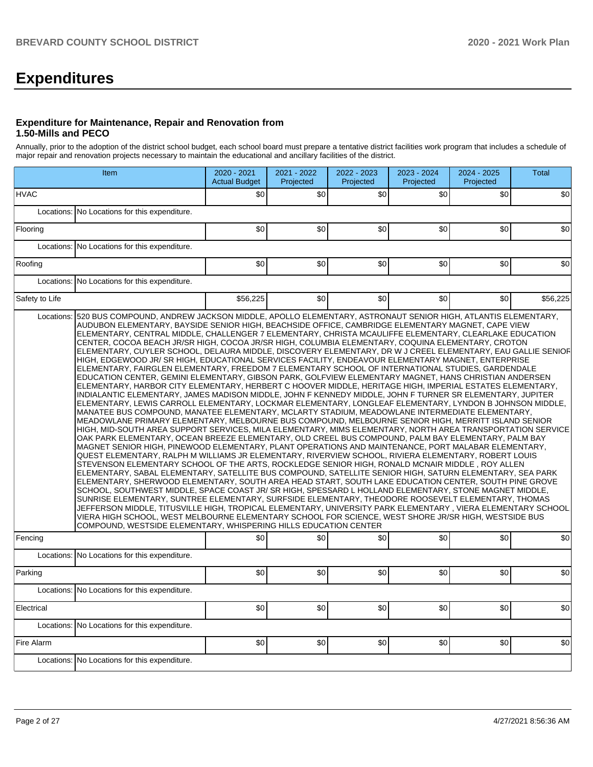# Expenditures

### Expenditure for Maintenance, Repair and Renovation from 1.50-Mills and PECO

Annually, prior to the adoption of the district school budget, each school board must prepare a tentative district facilities work program that includes a schedule of major repair and renovation projects necessary to maintain the educational and ancillary facilities of the district.

| Item | | 2020 - 2021 Actual Budget | 2021 - 2022 Projected | 2022 - 2023 Projected | 2023 - 2024 Projected | 2024 - 2025 Projected | Total |
|---|---|---|---|---|---|---|---|
| HVAC | | $0 | $0 | $0 | $0 | $0 | $0 |
| Locations: | No Locations for this expenditure. | | | | | | |
| Flooring | | $0 | $0 | $0 | $0 | $0 | $0 |
| Locations: | No Locations for this expenditure. | | | | | | |
| Roofing | | $0 | $0 | $0 | $0 | $0 | $0 |
| Locations: | No Locations for this expenditure. | | | | | | |
| Safety to Life | | $56,225 | $0 | $0 | $0 | $0 | $56,225 |
| Locations: | 520 BUS COMPOUND, ANDREW JACKSON MIDDLE, APOLLO ELEMENTARY, ASTRONAUT SENIOR HIGH, ATLANTIS ELEMENTARY, AUDUBON ELEMENTARY, BAYSIDE SENIOR HIGH, BEACHSIDE OFFICE, CAMBRIDGE ELEMENTARY MAGNET, CAPE VIEW ELEMENTARY, CENTRAL MIDDLE, CHALLENGER 7 ELEMENTARY, CHRISTA MCAULIFFE ELEMENTARY, CLEARLAKE EDUCATION CENTER, COCOA BEACH JR/SR HIGH, COCOA JR/SR HIGH, COLUMBIA ELEMENTARY, COQUINA ELEMENTARY, CROTON ELEMENTARY, CUYLER SCHOOL, DELAURA MIDDLE, DISCOVERY ELEMENTARY, DR W J CREEL ELEMENTARY, EAU GALLIE SENIOR HIGH, EDGEWOOD JR/ SR HIGH, EDUCATIONAL SERVICES FACILITY, ENDEAVOUR ELEMENTARY MAGNET, ENTERPRISE ELEMENTARY, FAIRGLEN ELEMENTARY, FREEDOM 7 ELEMENTARY SCHOOL OF INTERNATIONAL STUDIES, GARDENDALE EDUCATION CENTER, GEMINI ELEMENTARY, GIBSON PARK, GOLFVIEW ELEMENTARY MAGNET, HANS CHRISTIAN ANDERSEN ELEMENTARY, HARBOR CITY ELEMENTARY, HERBERT C HOOVER MIDDLE, HERITAGE HIGH, IMPERIAL ESTATES ELEMENTARY, INDIALANTIC ELEMENTARY, JAMES MADISON MIDDLE, JOHN F KENNEDY MIDDLE, JOHN F TURNER SR ELEMENTARY, JUPITER ELEMENTARY, LEWIS CARROLL ELEMENTARY, LOCKMAR ELEMENTARY, LONGLEAF ELEMENTARY, LYNDON B JOHNSON MIDDLE, MANATEE BUS COMPOUND, MANATEE ELEMENTARY, MCLARTY STADIUM, MEADOWLANE INTERMEDIATE ELEMENTARY, MEADOWLANE PRIMARY ELEMENTARY, MELBOURNE BUS COMPOUND, MELBOURNE SENIOR HIGH, MERRITT ISLAND SENIOR HIGH, MID-SOUTH AREA SUPPORT SERVICES, MILA ELEMENTARY, MIMS ELEMENTARY, NORTH AREA TRANSPORTATION SERVICE, OAK PARK ELEMENTARY, OCEAN BREEZE ELEMENTARY, OLD CREEL BUS COMPOUND, PALM BAY ELEMENTARY, PALM BAY MAGNET SENIOR HIGH, PINEWOOD ELEMENTARY, PLANT OPERATIONS AND MAINTENANCE, PORT MALABAR ELEMENTARY, QUEST ELEMENTARY, RALPH M WILLIAMS JR ELEMENTARY, RIVERVIEW SCHOOL, RIVIERA ELEMENTARY, ROBERT LOUIS STEVENSON ELEMENTARY SCHOOL OF THE ARTS, ROCKLEDGE SENIOR HIGH, RONALD MCNAIR MIDDLE , ROY ALLEN ELEMENTARY, SABAL ELEMENTARY, SATELLITE BUS COMPOUND, SATELLITE SENIOR HIGH, SATURN ELEMENTARY, SEA PARK ELEMENTARY, SHERWOOD ELEMENTARY, SOUTH AREA HEAD START, SOUTH LAKE EDUCATION CENTER, SOUTH PINE GROVE SCHOOL, SOUTHWEST MIDDLE, SPACE COAST JR/ SR HIGH, SPESSARD L HOLLAND ELEMENTARY, STONE MAGNET MIDDLE, SUNRISE ELEMENTARY, SUNTREE ELEMENTARY, SURFSIDE ELEMENTARY, THEODORE ROOSEVELT ELEMENTARY, THOMAS JEFFERSON MIDDLE, TITUSVILLE HIGH, TROPICAL ELEMENTARY, UNIVERSITY PARK ELEMENTARY , VIERA ELEMENTARY SCHOOL, VIERA HIGH SCHOOL, WEST MELBOURNE ELEMENTARY SCHOOL FOR SCIENCE, WEST SHORE JR/SR HIGH, WESTSIDE BUS COMPOUND, WESTSIDE ELEMENTARY, WHISPERING HILLS EDUCATION CENTER | | | | | | |
| Fencing | | $0 | $0 | $0 | $0 | $0 | $0 |
| Locations: | No Locations for this expenditure. | | | | | | |
| Parking | | $0 | $0 | $0 | $0 | $0 | $0 |
| Locations: | No Locations for this expenditure. | | | | | | |
| Electrical | | $0 | $0 | $0 | $0 | $0 | $0 |
| Locations: | No Locations for this expenditure. | | | | | | |
| Fire Alarm | | $0 | $0 | $0 | $0 | $0 | $0 |
| Locations: | No Locations for this expenditure. | | | | | | |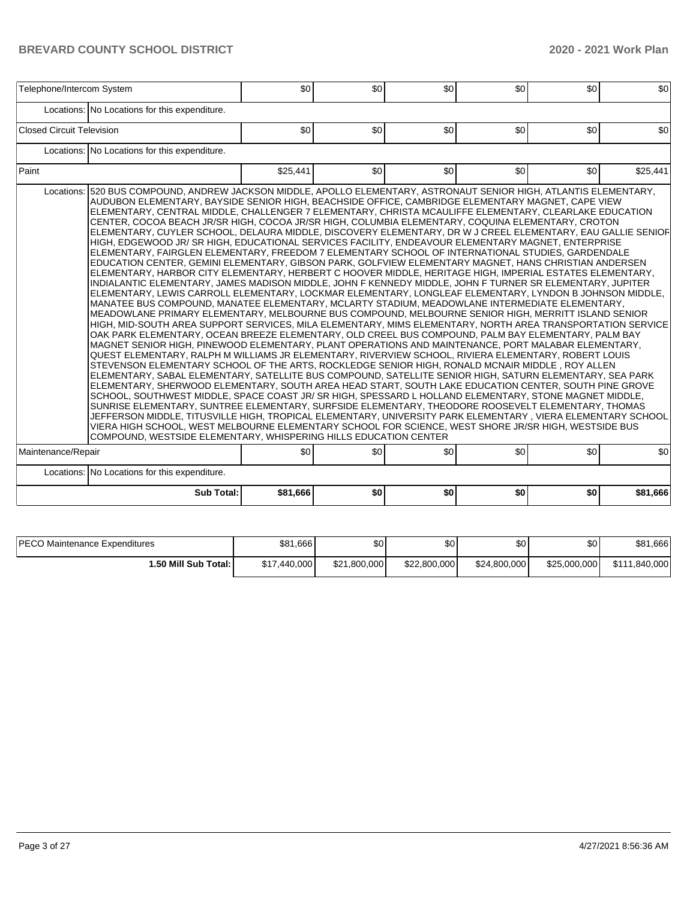| Item | | | | | | | |
|---|---|---|---|---|---|---|---|
| Telephone/Intercom System | | $0 | $0 | $0 | $0 | $0 | $0 |
| | Locations: | No Locations for this expenditure. | | | | | |
| Closed Circuit Television | | $0 | $0 | $0 | $0 | $0 | $0 |
| | Locations: | No Locations for this expenditure. | | | | | |
| Paint | | $25,441 | $0 | $0 | $0 | $0 | $25,441 |
| | Locations: | 520 BUS COMPOUND, ANDREW JACKSON MIDDLE, APOLLO ELEMENTARY, ASTRONAUT SENIOR HIGH, ATLANTIS ELEMENTARY, AUDUBON ELEMENTARY, BAYSIDE SENIOR HIGH, BEACHSIDE OFFICE, CAMBRIDGE ELEMENTARY MAGNET, CAPE VIEW ELEMENTARY, CENTRAL MIDDLE, CHALLENGER 7 ELEMENTARY, CHRISTA MCAULIFFE ELEMENTARY, CLEARLAKE EDUCATION CENTER, COCOA BEACH JR/SR HIGH, COCOA JR/SR HIGH, COLUMBIA ELEMENTARY, COQUINA ELEMENTARY, CROTON ELEMENTARY, CUYLER SCHOOL, DELAURA MIDDLE, DISCOVERY ELEMENTARY, DR W J CREEL ELEMENTARY, EAU GALLIE SENIOR HIGH, EDGEWOOD JR/ SR HIGH, EDUCATIONAL SERVICES FACILITY, ENDEAVOUR ELEMENTARY MAGNET, ENTERPRISE ELEMENTARY, FAIRGLEN ELEMENTARY, FREEDOM 7 ELEMENTARY SCHOOL OF INTERNATIONAL STUDIES, GARDENDALE EDUCATION CENTER, GEMINI ELEMENTARY, GIBSON PARK, GOLFVIEW ELEMENTARY MAGNET, HANS CHRISTIAN ANDERSEN ELEMENTARY, HARBOR CITY ELEMENTARY, HERBERT C HOOVER MIDDLE, HERITAGE HIGH, IMPERIAL ESTATES ELEMENTARY, INDIALANTIC ELEMENTARY, JAMES MADISON MIDDLE, JOHN F KENNEDY MIDDLE, JOHN F TURNER SR ELEMENTARY, JUPITER ELEMENTARY, LEWIS CARROLL ELEMENTARY, LOCKMAR ELEMENTARY, LONGLEAF ELEMENTARY, LYNDON B JOHNSON MIDDLE, MANATEE BUS COMPOUND, MANATEE ELEMENTARY, MCLARTY STADIUM, MEADOWLANE INTERMEDIATE ELEMENTARY, MEADOWLANE PRIMARY ELEMENTARY, MELBOURNE BUS COMPOUND, MELBOURNE SENIOR HIGH, MERRITT ISLAND SENIOR HIGH, MID-SOUTH AREA SUPPORT SERVICES, MILA ELEMENTARY, MIMS ELEMENTARY, NORTH AREA TRANSPORTATION SERVICE, OAK PARK ELEMENTARY, OCEAN BREEZE ELEMENTARY, OLD CREEL BUS COMPOUND, PALM BAY ELEMENTARY, PALM BAY MAGNET SENIOR HIGH, PINEWOOD ELEMENTARY, PLANT OPERATIONS AND MAINTENANCE, PORT MALABAR ELEMENTARY, QUEST ELEMENTARY, RALPH M WILLIAMS JR ELEMENTARY, RIVERVIEW SCHOOL, RIVIERA ELEMENTARY, ROBERT LOUIS STEVENSON ELEMENTARY SCHOOL OF THE ARTS, ROCKLEDGE SENIOR HIGH, RONALD MCNAIR MIDDLE , ROY ALLEN ELEMENTARY, SABAL ELEMENTARY, SATELLITE BUS COMPOUND, SATELLITE SENIOR HIGH, SATURN ELEMENTARY, SEA PARK ELEMENTARY, SHERWOOD ELEMENTARY, SOUTH AREA HEAD START, SOUTH LAKE EDUCATION CENTER, SOUTH PINE GROVE SCHOOL, SOUTHWEST MIDDLE, SPACE COAST JR/ SR HIGH, SPESSARD L HOLLAND ELEMENTARY, STONE MAGNET MIDDLE, SUNRISE ELEMENTARY, SUNTREE ELEMENTARY, SURFSIDE ELEMENTARY, THEODORE ROOSEVELT ELEMENTARY, THOMAS JEFFERSON MIDDLE, TITUSVILLE HIGH, TROPICAL ELEMENTARY, UNIVERSITY PARK ELEMENTARY , VIERA ELEMENTARY SCHOOL, VIERA HIGH SCHOOL, WEST MELBOURNE ELEMENTARY SCHOOL FOR SCIENCE, WEST SHORE JR/SR HIGH, WESTSIDE BUS COMPOUND, WESTSIDE ELEMENTARY, WHISPERING HILLS EDUCATION CENTER | | | | | |
| Maintenance/Repair | | $0 | $0 | $0 | $0 | $0 | $0 |
| | Locations: | No Locations for this expenditure. | | | | | |
| | **Sub Total:** | **$81,666** | **$0** | **$0** | **$0** | **$0** | **$81,666** |

| | | | | | | |
|---|---|---|---|---|---|---|
| PECO Maintenance Expenditures | $81,666 | $0 | $0 | $0 | $0 | $81,666 |
| **1.50 Mill Sub Total:** | $17,440,000 | $21,800,000 | $22,800,000 | $24,800,000 | $25,000,000 | $111,840,000 |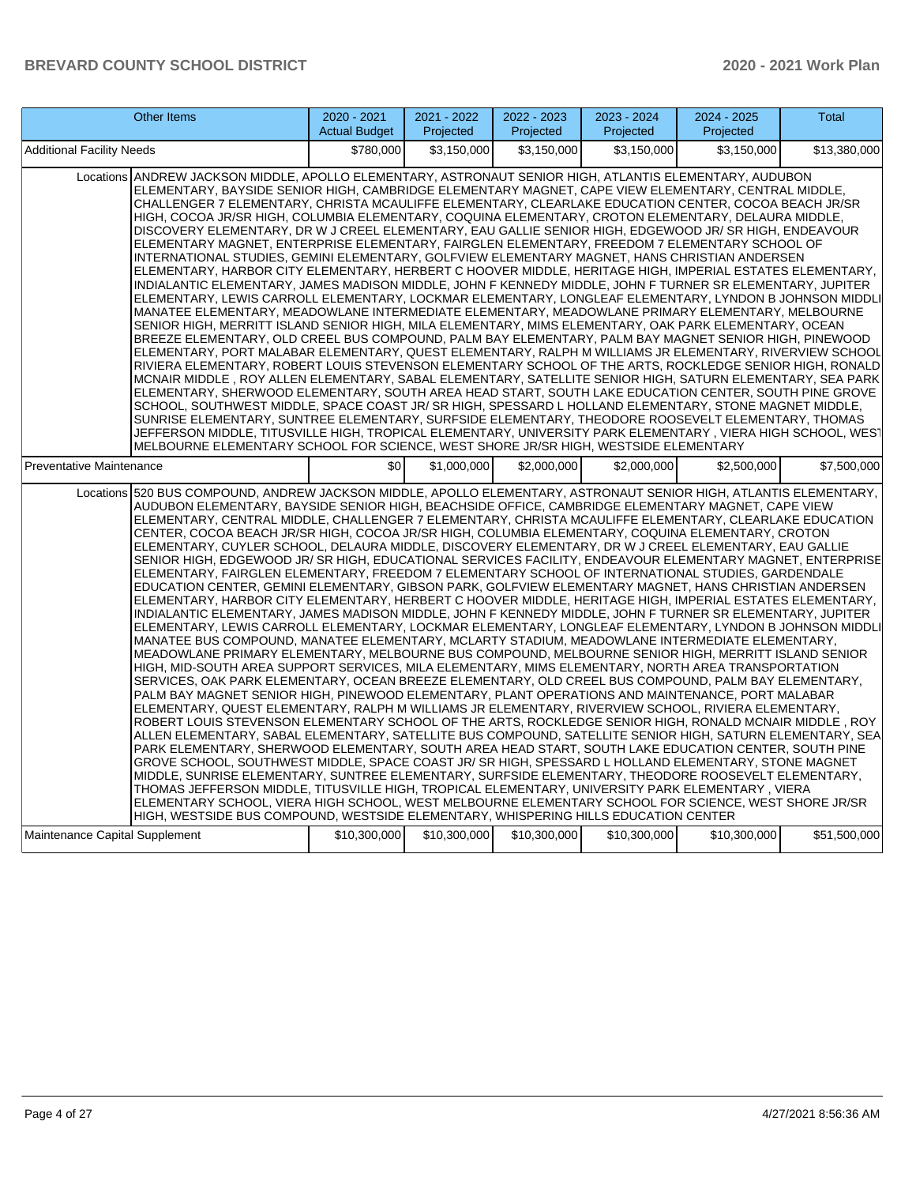| Other Items | 2020 - 2021 Actual Budget | 2021 - 2022 Projected | 2022 - 2023 Projected | 2023 - 2024 Projected | 2024 - 2025 Projected | Total |
|---|---|---|---|---|---|---|
| Additional Facility Needs | $780,000 | $3,150,000 | $3,150,000 | $3,150,000 | $3,150,000 | $13,380,000 |
| Locations ANDREW JACKSON MIDDLE, APOLLO ELEMENTARY, ASTRONAUT SENIOR HIGH, ATLANTIS ELEMENTARY, AUDUBON ELEMENTARY, BAYSIDE SENIOR HIGH, CAMBRIDGE ELEMENTARY MAGNET, CAPE VIEW ELEMENTARY, CENTRAL MIDDLE, CHALLENGER 7 ELEMENTARY, CHRISTA MCAULIFFE ELEMENTARY, CLEARLAKE EDUCATION CENTER, COCOA BEACH JR/SR HIGH, COCOA JR/SR HIGH, COLUMBIA ELEMENTARY, COQUINA ELEMENTARY, CROTON ELEMENTARY, DELAURA MIDDLE, DISCOVERY ELEMENTARY, DR W J CREEL ELEMENTARY, EAU GALLIE SENIOR HIGH, EDGEWOOD JR/ SR HIGH, ENDEAVOUR ELEMENTARY MAGNET, ENTERPRISE ELEMENTARY, FAIRGLEN ELEMENTARY, FREEDOM 7 ELEMENTARY SCHOOL OF INTERNATIONAL STUDIES, GEMINI ELEMENTARY, GOLFVIEW ELEMENTARY MAGNET, HANS CHRISTIAN ANDERSEN ELEMENTARY, HARBOR CITY ELEMENTARY, HERBERT C HOOVER MIDDLE, HERITAGE HIGH, IMPERIAL ESTATES ELEMENTARY, INDIALANTIC ELEMENTARY, JAMES MADISON MIDDLE, JOHN F KENNEDY MIDDLE, JOHN F TURNER SR ELEMENTARY, JUPITER ELEMENTARY, LEWIS CARROLL ELEMENTARY, LOCKMAR ELEMENTARY, LONGLEAF ELEMENTARY, LYNDON B JOHNSON MIDDLE, MANATEE ELEMENTARY, MEADOWLANE INTERMEDIATE ELEMENTARY, MEADOWLANE PRIMARY ELEMENTARY, MELBOURNE SENIOR HIGH, MERRITT ISLAND SENIOR HIGH, MILA ELEMENTARY, MIMS ELEMENTARY, OAK PARK ELEMENTARY, OCEAN BREEZE ELEMENTARY, OLD CREEL BUS COMPOUND, PALM BAY ELEMENTARY, PALM BAY MAGNET SENIOR HIGH, PINEWOOD ELEMENTARY, PORT MALABAR ELEMENTARY, QUEST ELEMENTARY, RALPH M WILLIAMS JR ELEMENTARY, RIVERVIEW SCHOOL, RIVIERA ELEMENTARY, ROBERT LOUIS STEVENSON ELEMENTARY SCHOOL OF THE ARTS, ROCKLEDGE SENIOR HIGH, RONALD MCNAIR MIDDLE , ROY ALLEN ELEMENTARY, SABAL ELEMENTARY, SATELLITE SENIOR HIGH, SATURN ELEMENTARY, SEA PARK ELEMENTARY, SHERWOOD ELEMENTARY, SOUTH AREA HEAD START, SOUTH LAKE EDUCATION CENTER, SOUTH PINE GROVE SCHOOL, SOUTHWEST MIDDLE, SPACE COAST JR/ SR HIGH, SPESSARD L HOLLAND ELEMENTARY, STONE MAGNET MIDDLE, SUNRISE ELEMENTARY, SUNTREE ELEMENTARY, SURFSIDE ELEMENTARY, THEODORE ROOSEVELT ELEMENTARY, THOMAS JEFFERSON MIDDLE, TITUSVILLE HIGH, TROPICAL ELEMENTARY, UNIVERSITY PARK ELEMENTARY , VIERA HIGH SCHOOL, WEST MELBOURNE ELEMENTARY SCHOOL FOR SCIENCE, WEST SHORE JR/SR HIGH, WESTSIDE ELEMENTARY | | | | | | |
| Preventative Maintenance | $0 | $1,000,000 | $2,000,000 | $2,000,000 | $2,500,000 | $7,500,000 |
| Locations 520 BUS COMPOUND, ANDREW JACKSON MIDDLE, APOLLO ELEMENTARY, ASTRONAUT SENIOR HIGH, ATLANTIS ELEMENTARY, AUDUBON ELEMENTARY, BAYSIDE SENIOR HIGH, BEACHSIDE OFFICE, CAMBRIDGE ELEMENTARY MAGNET, CAPE VIEW ELEMENTARY, CENTRAL MIDDLE, CHALLENGER 7 ELEMENTARY, CHRISTA MCAULIFFE ELEMENTARY, CLEARLAKE EDUCATION CENTER, COCOA BEACH JR/SR HIGH, COCOA JR/SR HIGH, COLUMBIA ELEMENTARY, COQUINA ELEMENTARY, CROTON ELEMENTARY, CUYLER SCHOOL, DELAURA MIDDLE, DISCOVERY ELEMENTARY, DR W J CREEL ELEMENTARY, EAU GALLIE SENIOR HIGH, EDGEWOOD JR/ SR HIGH, EDUCATIONAL SERVICES FACILITY, ENDEAVOUR ELEMENTARY MAGNET, ENTERPRISE ELEMENTARY, FAIRGLEN ELEMENTARY, FREEDOM 7 ELEMENTARY SCHOOL OF INTERNATIONAL STUDIES, GARDENDALE EDUCATION CENTER, GEMINI ELEMENTARY, GIBSON PARK, GOLFVIEW ELEMENTARY MAGNET, HANS CHRISTIAN ANDERSEN ELEMENTARY, HARBOR CITY ELEMENTARY, HERBERT C HOOVER MIDDLE, HERITAGE HIGH, IMPERIAL ESTATES ELEMENTARY, INDIALANTIC ELEMENTARY, JAMES MADISON MIDDLE, JOHN F KENNEDY MIDDLE, JOHN F TURNER SR ELEMENTARY, JUPITER ELEMENTARY, LEWIS CARROLL ELEMENTARY, LOCKMAR ELEMENTARY, LONGLEAF ELEMENTARY, LYNDON B JOHNSON MIDDLE, MANATEE BUS COMPOUND, MANATEE ELEMENTARY, MCLARTY STADIUM, MEADOWLANE INTERMEDIATE ELEMENTARY, MEADOWLANE PRIMARY ELEMENTARY, MELBOURNE BUS COMPOUND, MELBOURNE SENIOR HIGH, MERRITT ISLAND SENIOR HIGH, MID-SOUTH AREA SUPPORT SERVICES, MILA ELEMENTARY, MIMS ELEMENTARY, NORTH AREA TRANSPORTATION SERVICES, OAK PARK ELEMENTARY, OCEAN BREEZE ELEMENTARY, OLD CREEL BUS COMPOUND, PALM BAY ELEMENTARY, PALM BAY MAGNET SENIOR HIGH, PINEWOOD ELEMENTARY, PLANT OPERATIONS AND MAINTENANCE, PORT MALABAR ELEMENTARY, QUEST ELEMENTARY, RALPH M WILLIAMS JR ELEMENTARY, RIVERVIEW SCHOOL, RIVIERA ELEMENTARY, ROBERT LOUIS STEVENSON ELEMENTARY SCHOOL OF THE ARTS, ROCKLEDGE SENIOR HIGH, RONALD MCNAIR MIDDLE , ROY ALLEN ELEMENTARY, SABAL ELEMENTARY, SATELLITE BUS COMPOUND, SATELLITE SENIOR HIGH, SATURN ELEMENTARY, SEA PARK ELEMENTARY, SHERWOOD ELEMENTARY, SOUTH AREA HEAD START, SOUTH LAKE EDUCATION CENTER, SOUTH PINE GROVE SCHOOL, SOUTHWEST MIDDLE, SPACE COAST JR/ SR HIGH, SPESSARD L HOLLAND ELEMENTARY, STONE MAGNET MIDDLE, SUNRISE ELEMENTARY, SUNTREE ELEMENTARY, SURFSIDE ELEMENTARY, THEODORE ROOSEVELT ELEMENTARY, THOMAS JEFFERSON MIDDLE, TITUSVILLE HIGH, TROPICAL ELEMENTARY, UNIVERSITY PARK ELEMENTARY , VIERA ELEMENTARY SCHOOL, VIERA HIGH SCHOOL, WEST MELBOURNE ELEMENTARY SCHOOL FOR SCIENCE, WEST SHORE JR/SR HIGH, WESTSIDE BUS COMPOUND, WESTSIDE ELEMENTARY, WHISPERING HILLS EDUCATION CENTER | | | | | | |
| Maintenance Capital Supplement | $10,300,000 | $10,300,000 | $10,300,000 | $10,300,000 | $10,300,000 | $51,500,000 |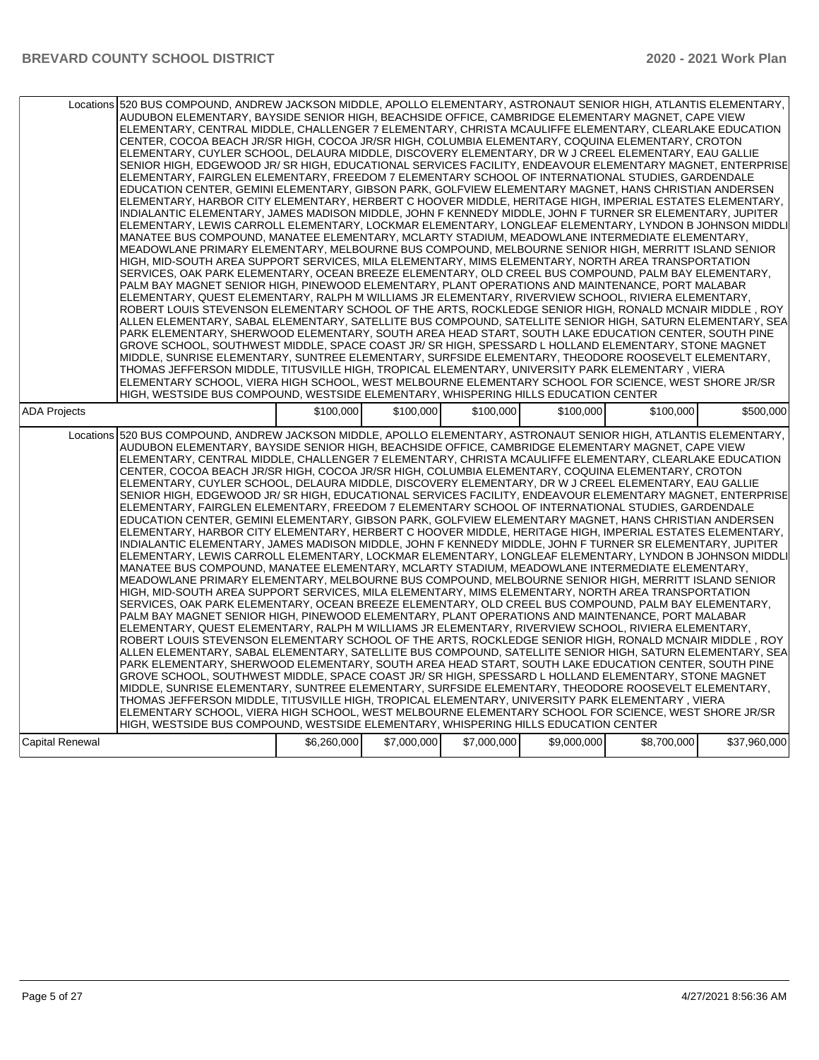| | | | | | | | |
|---|---|---|---|---|---|---|---|
| | Locations | 520 BUS COMPOUND, ANDREW JACKSON MIDDLE, APOLLO ELEMENTARY, ASTRONAUT SENIOR HIGH, ATLANTIS ELEMENTARY, AUDUBON ELEMENTARY, BAYSIDE SENIOR HIGH, BEACHSIDE OFFICE, CAMBRIDGE ELEMENTARY MAGNET, CAPE VIEW ELEMENTARY, CENTRAL MIDDLE, CHALLENGER 7 ELEMENTARY, CHRISTA MCAULIFFE ELEMENTARY, CLEARLAKE EDUCATION CENTER, COCOA BEACH JR/SR HIGH, COCOA JR/SR HIGH, COLUMBIA ELEMENTARY, COQUINA ELEMENTARY, CROTON ELEMENTARY, CUYLER SCHOOL, DELAURA MIDDLE, DISCOVERY ELEMENTARY, DR W J CREEL ELEMENTARY, EAU GALLIE SENIOR HIGH, EDGEWOOD JR/ SR HIGH, EDUCATIONAL SERVICES FACILITY, ENDEAVOUR ELEMENTARY MAGNET, ENTERPRISE ELEMENTARY, FAIRGLEN ELEMENTARY, FREEDOM 7 ELEMENTARY SCHOOL OF INTERNATIONAL STUDIES, GARDENDALE EDUCATION CENTER, GEMINI ELEMENTARY, GIBSON PARK, GOLFVIEW ELEMENTARY MAGNET, HANS CHRISTIAN ANDERSEN ELEMENTARY, HARBOR CITY ELEMENTARY, HERBERT C HOOVER MIDDLE, HERITAGE HIGH, IMPERIAL ESTATES ELEMENTARY, INDIALANTIC ELEMENTARY, JAMES MADISON MIDDLE, JOHN F KENNEDY MIDDLE, JOHN F TURNER SR ELEMENTARY, JUPITER ELEMENTARY, LEWIS CARROLL ELEMENTARY, LOCKMAR ELEMENTARY, LONGLEAF ELEMENTARY, LYNDON B JOHNSON MIDDLE, MANATEE BUS COMPOUND, MANATEE ELEMENTARY, MCLARTY STADIUM, MEADOWLANE INTERMEDIATE ELEMENTARY, MEADOWLANE PRIMARY ELEMENTARY, MELBOURNE BUS COMPOUND, MELBOURNE SENIOR HIGH, MERRITT ISLAND SENIOR HIGH, MID-SOUTH AREA SUPPORT SERVICES, MILA ELEMENTARY, MIMS ELEMENTARY, NORTH AREA TRANSPORTATION SERVICES, OAK PARK ELEMENTARY, OCEAN BREEZE ELEMENTARY, OLD CREEL BUS COMPOUND, PALM BAY ELEMENTARY, PALM BAY MAGNET SENIOR HIGH, PINEWOOD ELEMENTARY, PLANT OPERATIONS AND MAINTENANCE, PORT MALABAR ELEMENTARY, QUEST ELEMENTARY, RALPH M WILLIAMS JR ELEMENTARY, RIVERVIEW SCHOOL, RIVIERA ELEMENTARY, ROBERT LOUIS STEVENSON ELEMENTARY SCHOOL OF THE ARTS, ROCKLEDGE SENIOR HIGH, RONALD MCNAIR MIDDLE , ROY ALLEN ELEMENTARY, SABAL ELEMENTARY, SATELLITE BUS COMPOUND, SATELLITE SENIOR HIGH, SATURN ELEMENTARY, SEA PARK ELEMENTARY, SHERWOOD ELEMENTARY, SOUTH AREA HEAD START, SOUTH LAKE EDUCATION CENTER, SOUTH PINE GROVE SCHOOL, SOUTHWEST MIDDLE, SPACE COAST JR/ SR HIGH, SPESSARD L HOLLAND ELEMENTARY, STONE MAGNET MIDDLE, SUNRISE ELEMENTARY, SUNTREE ELEMENTARY, SURFSIDE ELEMENTARY, THEODORE ROOSEVELT ELEMENTARY, THOMAS JEFFERSON MIDDLE, TITUSVILLE HIGH, TROPICAL ELEMENTARY, UNIVERSITY PARK ELEMENTARY , VIERA ELEMENTARY SCHOOL, VIERA HIGH SCHOOL, WEST MELBOURNE ELEMENTARY SCHOOL FOR SCIENCE, WEST SHORE JR/SR HIGH, WESTSIDE BUS COMPOUND, WESTSIDE ELEMENTARY, WHISPERING HILLS EDUCATION CENTER | | | | | |
| ADA Projects | | $100,000 | $100,000 | $100,000 | $100,000 | $100,000 | $500,000 |
| | Locations | 520 BUS COMPOUND, ANDREW JACKSON MIDDLE, APOLLO ELEMENTARY, ASTRONAUT SENIOR HIGH, ATLANTIS ELEMENTARY, AUDUBON ELEMENTARY, BAYSIDE SENIOR HIGH, BEACHSIDE OFFICE, CAMBRIDGE ELEMENTARY MAGNET, CAPE VIEW ELEMENTARY, CENTRAL MIDDLE, CHALLENGER 7 ELEMENTARY, CHRISTA MCAULIFFE ELEMENTARY, CLEARLAKE EDUCATION CENTER, COCOA BEACH JR/SR HIGH, COCOA JR/SR HIGH, COLUMBIA ELEMENTARY, COQUINA ELEMENTARY, CROTON ELEMENTARY, CUYLER SCHOOL, DELAURA MIDDLE, DISCOVERY ELEMENTARY, DR W J CREEL ELEMENTARY, EAU GALLIE SENIOR HIGH, EDGEWOOD JR/ SR HIGH, EDUCATIONAL SERVICES FACILITY, ENDEAVOUR ELEMENTARY MAGNET, ENTERPRISE ELEMENTARY, FAIRGLEN ELEMENTARY, FREEDOM 7 ELEMENTARY SCHOOL OF INTERNATIONAL STUDIES, GARDENDALE EDUCATION CENTER, GEMINI ELEMENTARY, GIBSON PARK, GOLFVIEW ELEMENTARY MAGNET, HANS CHRISTIAN ANDERSEN ELEMENTARY, HARBOR CITY ELEMENTARY, HERBERT C HOOVER MIDDLE, HERITAGE HIGH, IMPERIAL ESTATES ELEMENTARY, INDIALANTIC ELEMENTARY, JAMES MADISON MIDDLE, JOHN F KENNEDY MIDDLE, JOHN F TURNER SR ELEMENTARY, JUPITER ELEMENTARY, LEWIS CARROLL ELEMENTARY, LOCKMAR ELEMENTARY, LONGLEAF ELEMENTARY, LYNDON B JOHNSON MIDDLE, MANATEE BUS COMPOUND, MANATEE ELEMENTARY, MCLARTY STADIUM, MEADOWLANE INTERMEDIATE ELEMENTARY, MEADOWLANE PRIMARY ELEMENTARY, MELBOURNE BUS COMPOUND, MELBOURNE SENIOR HIGH, MERRITT ISLAND SENIOR HIGH, MID-SOUTH AREA SUPPORT SERVICES, MILA ELEMENTARY, MIMS ELEMENTARY, NORTH AREA TRANSPORTATION SERVICES, OAK PARK ELEMENTARY, OCEAN BREEZE ELEMENTARY, OLD CREEL BUS COMPOUND, PALM BAY ELEMENTARY, PALM BAY MAGNET SENIOR HIGH, PINEWOOD ELEMENTARY, PLANT OPERATIONS AND MAINTENANCE, PORT MALABAR ELEMENTARY, QUEST ELEMENTARY, RALPH M WILLIAMS JR ELEMENTARY, RIVERVIEW SCHOOL, RIVIERA ELEMENTARY, ROBERT LOUIS STEVENSON ELEMENTARY SCHOOL OF THE ARTS, ROCKLEDGE SENIOR HIGH, RONALD MCNAIR MIDDLE , ROY ALLEN ELEMENTARY, SABAL ELEMENTARY, SATELLITE BUS COMPOUND, SATELLITE SENIOR HIGH, SATURN ELEMENTARY, SEA PARK ELEMENTARY, SHERWOOD ELEMENTARY, SOUTH AREA HEAD START, SOUTH LAKE EDUCATION CENTER, SOUTH PINE GROVE SCHOOL, SOUTHWEST MIDDLE, SPACE COAST JR/ SR HIGH, SPESSARD L HOLLAND ELEMENTARY, STONE MAGNET MIDDLE, SUNRISE ELEMENTARY, SUNTREE ELEMENTARY, SURFSIDE ELEMENTARY, THEODORE ROOSEVELT ELEMENTARY, THOMAS JEFFERSON MIDDLE, TITUSVILLE HIGH, TROPICAL ELEMENTARY, UNIVERSITY PARK ELEMENTARY , VIERA ELEMENTARY SCHOOL, VIERA HIGH SCHOOL, WEST MELBOURNE ELEMENTARY SCHOOL FOR SCIENCE, WEST SHORE JR/SR HIGH, WESTSIDE BUS COMPOUND, WESTSIDE ELEMENTARY, WHISPERING HILLS EDUCATION CENTER | | | | | |
| Capital Renewal | | $6,260,000 | $7,000,000 | $7,000,000 | $9,000,000 | $8,700,000 | $37,960,000 |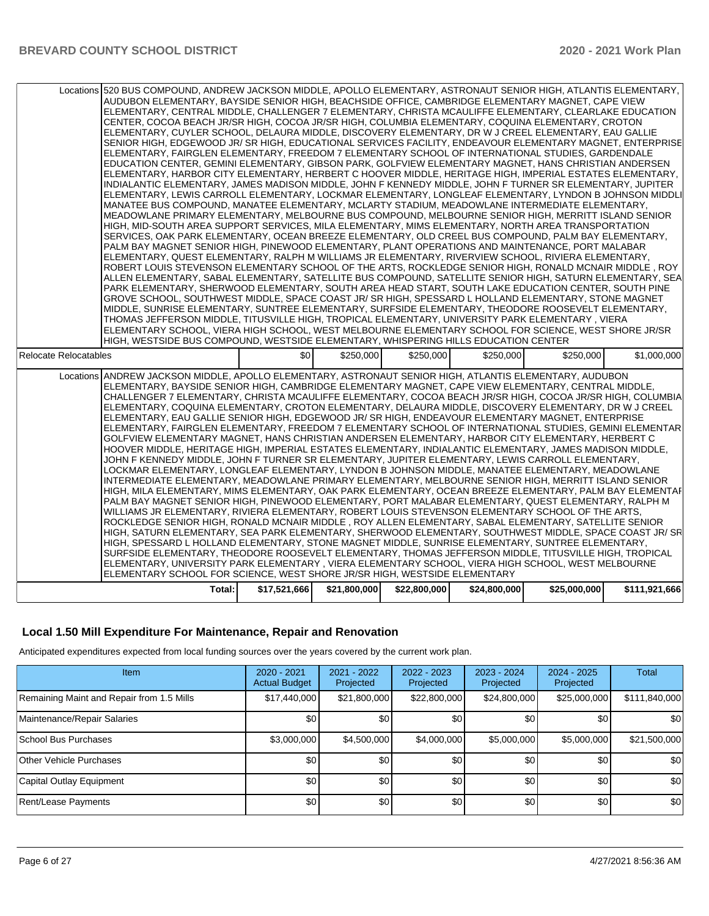| | | | | | | |
|---|---|---|---|---|---|---|
| Locations | 520 BUS COMPOUND, ANDREW JACKSON MIDDLE, APOLLO ELEMENTARY, ASTRONAUT SENIOR HIGH, ATLANTIS ELEMENTARY, AUDUBON ELEMENTARY, BAYSIDE SENIOR HIGH, BEACHSIDE OFFICE, CAMBRIDGE ELEMENTARY MAGNET, CAPE VIEW ELEMENTARY, CENTRAL MIDDLE, CHALLENGER 7 ELEMENTARY, CHRISTA MCAULIFFE ELEMENTARY, CLEARLAKE EDUCATION CENTER, COCOA BEACH JR/SR HIGH, COCOA JR/SR HIGH, COLUMBIA ELEMENTARY, COQUINA ELEMENTARY, CROTON ELEMENTARY, CUYLER SCHOOL, DELAURA MIDDLE, DISCOVERY ELEMENTARY, DR W J CREEL ELEMENTARY, EAU GALLIE SENIOR HIGH, EDGEWOOD JR/ SR HIGH, EDUCATIONAL SERVICES FACILITY, ENDEAVOUR ELEMENTARY MAGNET, ENTERPRISE ELEMENTARY, FAIRGLEN ELEMENTARY, FREEDOM 7 ELEMENTARY SCHOOL OF INTERNATIONAL STUDIES, GARDENDALE EDUCATION CENTER, GEMINI ELEMENTARY, GIBSON PARK, GOLFVIEW ELEMENTARY MAGNET, HANS CHRISTIAN ANDERSEN ELEMENTARY, HARBOR CITY ELEMENTARY, HERBERT C HOOVER MIDDLE, HERITAGE HIGH, IMPERIAL ESTATES ELEMENTARY, INDIALANTIC ELEMENTARY, JAMES MADISON MIDDLE, JOHN F KENNEDY MIDDLE, JOHN F TURNER SR ELEMENTARY, JUPITER ELEMENTARY, LEWIS CARROLL ELEMENTARY, LOCKMAR ELEMENTARY, LONGLEAF ELEMENTARY, LYNDON B JOHNSON MIDDLE, MANATEE BUS COMPOUND, MANATEE ELEMENTARY, MCLARTY STADIUM, MEADOWLANE INTERMEDIATE ELEMENTARY, MEADOWLANE PRIMARY ELEMENTARY, MELBOURNE BUS COMPOUND, MELBOURNE SENIOR HIGH, MERRITT ISLAND SENIOR HIGH, MID-SOUTH AREA SUPPORT SERVICES, MILA ELEMENTARY, MIMS ELEMENTARY, NORTH AREA TRANSPORTATION SERVICES, OAK PARK ELEMENTARY, OCEAN BREEZE ELEMENTARY, OLD CREEL BUS COMPOUND, PALM BAY ELEMENTARY, PALM BAY MAGNET SENIOR HIGH, PINEWOOD ELEMENTARY, PLANT OPERATIONS AND MAINTENANCE, PORT MALABAR ELEMENTARY, QUEST ELEMENTARY, RALPH M WILLIAMS JR ELEMENTARY, RIVERVIEW SCHOOL, RIVIERA ELEMENTARY, ROBERT LOUIS STEVENSON ELEMENTARY SCHOOL OF THE ARTS, ROCKLEDGE SENIOR HIGH, RONALD MCNAIR MIDDLE , ROY ALLEN ELEMENTARY, SABAL ELEMENTARY, SATELLITE BUS COMPOUND, SATELLITE SENIOR HIGH, SATURN ELEMENTARY, SEA PARK ELEMENTARY, SHERWOOD ELEMENTARY, SOUTH AREA HEAD START, SOUTH LAKE EDUCATION CENTER, SOUTH PINE GROVE SCHOOL, SOUTHWEST MIDDLE, SPACE COAST JR/ SR HIGH, SPESSARD L HOLLAND ELEMENTARY, STONE MAGNET MIDDLE, SUNRISE ELEMENTARY, SUNTREE ELEMENTARY, SURFSIDE ELEMENTARY, THEODORE ROOSEVELT ELEMENTARY, THOMAS JEFFERSON MIDDLE, TITUSVILLE HIGH, TROPICAL ELEMENTARY, UNIVERSITY PARK ELEMENTARY , VIERA ELEMENTARY SCHOOL, VIERA HIGH SCHOOL, WEST MELBOURNE ELEMENTARY SCHOOL FOR SCIENCE, WEST SHORE JR/SR HIGH, WESTSIDE BUS COMPOUND, WESTSIDE ELEMENTARY, WHISPERING HILLS EDUCATION CENTER | | | | | |
| Relocate Relocatables | | $0 | $250,000 | $250,000 | $250,000 | $250,000 | $1,000,000 |
| Locations | ANDREW JACKSON MIDDLE, APOLLO ELEMENTARY, ASTRONAUT SENIOR HIGH, ATLANTIS ELEMENTARY, AUDUBON ELEMENTARY, BAYSIDE SENIOR HIGH, CAMBRIDGE ELEMENTARY MAGNET, CAPE VIEW ELEMENTARY, CENTRAL MIDDLE, CHALLENGER 7 ELEMENTARY, CHRISTA MCAULIFFE ELEMENTARY, COCOA BEACH JR/SR HIGH, COCOA JR/SR HIGH, COLUMBIA ELEMENTARY, COQUINA ELEMENTARY, CROTON ELEMENTARY, DELAURA MIDDLE, DISCOVERY ELEMENTARY, DR W J CREEL ELEMENTARY, EAU GALLIE SENIOR HIGH, EDGEWOOD JR/ SR HIGH, ENDEAVOUR ELEMENTARY MAGNET, ENTERPRISE ELEMENTARY, FAIRGLEN ELEMENTARY, FREEDOM 7 ELEMENTARY SCHOOL OF INTERNATIONAL STUDIES, GEMINI ELEMENTARY, GOLFVIEW ELEMENTARY MAGNET, HANS CHRISTIAN ANDERSEN ELEMENTARY, HARBOR CITY ELEMENTARY, HERBERT C HOOVER MIDDLE, HERITAGE HIGH, IMPERIAL ESTATES ELEMENTARY, INDIALANTIC ELEMENTARY, JAMES MADISON MIDDLE, JOHN F KENNEDY MIDDLE, JOHN F TURNER SR ELEMENTARY, JUPITER ELEMENTARY, LEWIS CARROLL ELEMENTARY, LOCKMAR ELEMENTARY, LONGLEAF ELEMENTARY, LYNDON B JOHNSON MIDDLE, MANATEE ELEMENTARY, MEADOWLANE INTERMEDIATE ELEMENTARY, MEADOWLANE PRIMARY ELEMENTARY, MELBOURNE SENIOR HIGH, MERRITT ISLAND SENIOR HIGH, MILA ELEMENTARY, MIMS ELEMENTARY, OAK PARK ELEMENTARY, OCEAN BREEZE ELEMENTARY, PALM BAY ELEMENTARY, PALM BAY MAGNET SENIOR HIGH, PINEWOOD ELEMENTARY, PORT MALABAR ELEMENTARY, QUEST ELEMENTARY, RALPH M WILLIAMS JR ELEMENTARY, RIVIERA ELEMENTARY, ROBERT LOUIS STEVENSON ELEMENTARY SCHOOL OF THE ARTS, ROCKLEDGE SENIOR HIGH, RONALD MCNAIR MIDDLE , ROY ALLEN ELEMENTARY, SABAL ELEMENTARY, SATELLITE SENIOR HIGH, SATURN ELEMENTARY, SEA PARK ELEMENTARY, SHERWOOD ELEMENTARY, SOUTHWEST MIDDLE, SPACE COAST JR/ SR HIGH, SPESSARD L HOLLAND ELEMENTARY, STONE MAGNET MIDDLE, SUNRISE ELEMENTARY, SUNTREE ELEMENTARY, SURFSIDE ELEMENTARY, THEODORE ROOSEVELT ELEMENTARY, THOMAS JEFFERSON MIDDLE, TITUSVILLE HIGH, TROPICAL ELEMENTARY, UNIVERSITY PARK ELEMENTARY , VIERA ELEMENTARY SCHOOL, VIERA HIGH SCHOOL, WEST MELBOURNE ELEMENTARY SCHOOL FOR SCIENCE, WEST SHORE JR/SR HIGH, WESTSIDE ELEMENTARY | | | | | |
| | Total: | $17,521,666 | $21,800,000 | $22,800,000 | $24,800,000 | $25,000,000 | $111,921,666 |

## Local 1.50 Mill Expenditure For Maintenance, Repair and Renovation

Anticipated expenditures expected from local funding sources over the years covered by the current work plan.

| Item | 2020 - 2021 Actual Budget | 2021 - 2022 Projected | 2022 - 2023 Projected | 2023 - 2024 Projected | 2024 - 2025 Projected | Total |
|---|---|---|---|---|---|---|
| Remaining Maint and Repair from 1.5 Mills | $17,440,000 | $21,800,000 | $22,800,000 | $24,800,000 | $25,000,000 | $111,840,000 |
| Maintenance/Repair Salaries | $0 | $0 | $0 | $0 | $0 | $0 |
| School Bus Purchases | $3,000,000 | $4,500,000 | $4,000,000 | $5,000,000 | $5,000,000 | $21,500,000 |
| Other Vehicle Purchases | $0 | $0 | $0 | $0 | $0 | $0 |
| Capital Outlay Equipment | $0 | $0 | $0 | $0 | $0 | $0 |
| Rent/Lease Payments | $0 | $0 | $0 | $0 | $0 | $0 |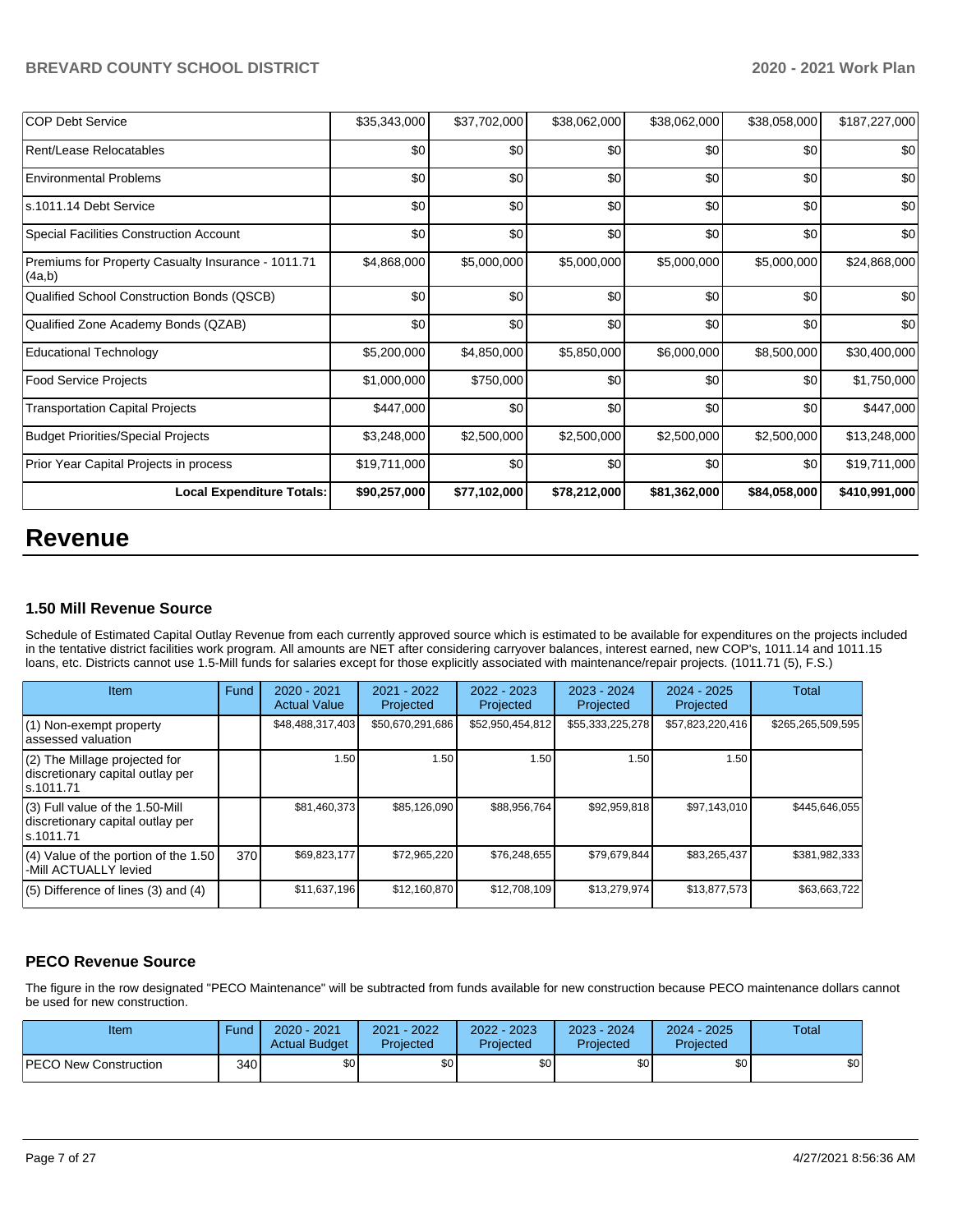| | | | | | | |
|---|---|---|---|---|---|---|
| COP Debt Service | $35,343,000 | $37,702,000 | $38,062,000 | $38,062,000 | $38,058,000 | $187,227,000 |
| Rent/Lease Relocatables | $0 | $0 | $0 | $0 | $0 | $0 |
| Environmental Problems | $0 | $0 | $0 | $0 | $0 | $0 |
| s.1011.14 Debt Service | $0 | $0 | $0 | $0 | $0 | $0 |
| Special Facilities Construction Account | $0 | $0 | $0 | $0 | $0 | $0 |
| Premiums for Property Casualty Insurance - 1011.71 (4a,b) | $4,868,000 | $5,000,000 | $5,000,000 | $5,000,000 | $5,000,000 | $24,868,000 |
| Qualified School Construction Bonds (QSCB) | $0 | $0 | $0 | $0 | $0 | $0 |
| Qualified Zone Academy Bonds (QZAB) | $0 | $0 | $0 | $0 | $0 | $0 |
| Educational Technology | $5,200,000 | $4,850,000 | $5,850,000 | $6,000,000 | $8,500,000 | $30,400,000 |
| Food Service Projects | $1,000,000 | $750,000 | $0 | $0 | $0 | $1,750,000 |
| Transportation Capital Projects | $447,000 | $0 | $0 | $0 | $0 | $447,000 |
| Budget Priorities/Special Projects | $3,248,000 | $2,500,000 | $2,500,000 | $2,500,000 | $2,500,000 | $13,248,000 |
| Prior Year Capital Projects in process | $19,711,000 | $0 | $0 | $0 | $0 | $19,711,000 |
| **Local Expenditure Totals:** | **$90,257,000** | **$77,102,000** | **$78,212,000** | **$81,362,000** | **$84,058,000** | **$410,991,000** |

# Revenue

### 1.50 Mill Revenue Source

Schedule of Estimated Capital Outlay Revenue from each currently approved source which is estimated to be available for expenditures on the projects included in the tentative district facilities work program. All amounts are NET after considering carryover balances, interest earned, new COP's, 1011.14 and 1011.15 loans, etc. Districts cannot use 1.5-Mill funds for salaries except for those explicitly associated with maintenance/repair projects. (1011.71 (5), F.S.)

| Item | Fund | 2020 - 2021 Actual Value | 2021 - 2022 Projected | 2022 - 2023 Projected | 2023 - 2024 Projected | 2024 - 2025 Projected | Total |
|---|---|---|---|---|---|---|---|
| (1) Non-exempt property assessed valuation | | $48,488,317,403 | $50,670,291,686 | $52,950,454,812 | $55,333,225,278 | $57,823,220,416 | $265,265,509,595 |
| (2) The Millage projected for discretionary capital outlay per s.1011.71 | | 1.50 | 1.50 | 1.50 | 1.50 | 1.50 | |
| (3) Full value of the 1.50-Mill discretionary capital outlay per s.1011.71 | | $81,460,373 | $85,126,090 | $88,956,764 | $92,959,818 | $97,143,010 | $445,646,055 |
| (4) Value of the portion of the 1.50 -Mill ACTUALLY levied | 370 | $69,823,177 | $72,965,220 | $76,248,655 | $79,679,844 | $83,265,437 | $381,982,333 |
| (5) Difference of lines (3) and (4) | | $11,637,196 | $12,160,870 | $12,708,109 | $13,279,974 | $13,877,573 | $63,663,722 |

### PECO Revenue Source

The figure in the row designated "PECO Maintenance" will be subtracted from funds available for new construction because PECO maintenance dollars cannot be used for new construction.

| Item | Fund | 2020 - 2021 Actual Budget | 2021 - 2022 Projected | 2022 - 2023 Projected | 2023 - 2024 Projected | 2024 - 2025 Projected | Total |
|---|---|---|---|---|---|---|---|
| PECO New Construction | 340 | $0 | $0 | $0 | $0 | $0 | $0 |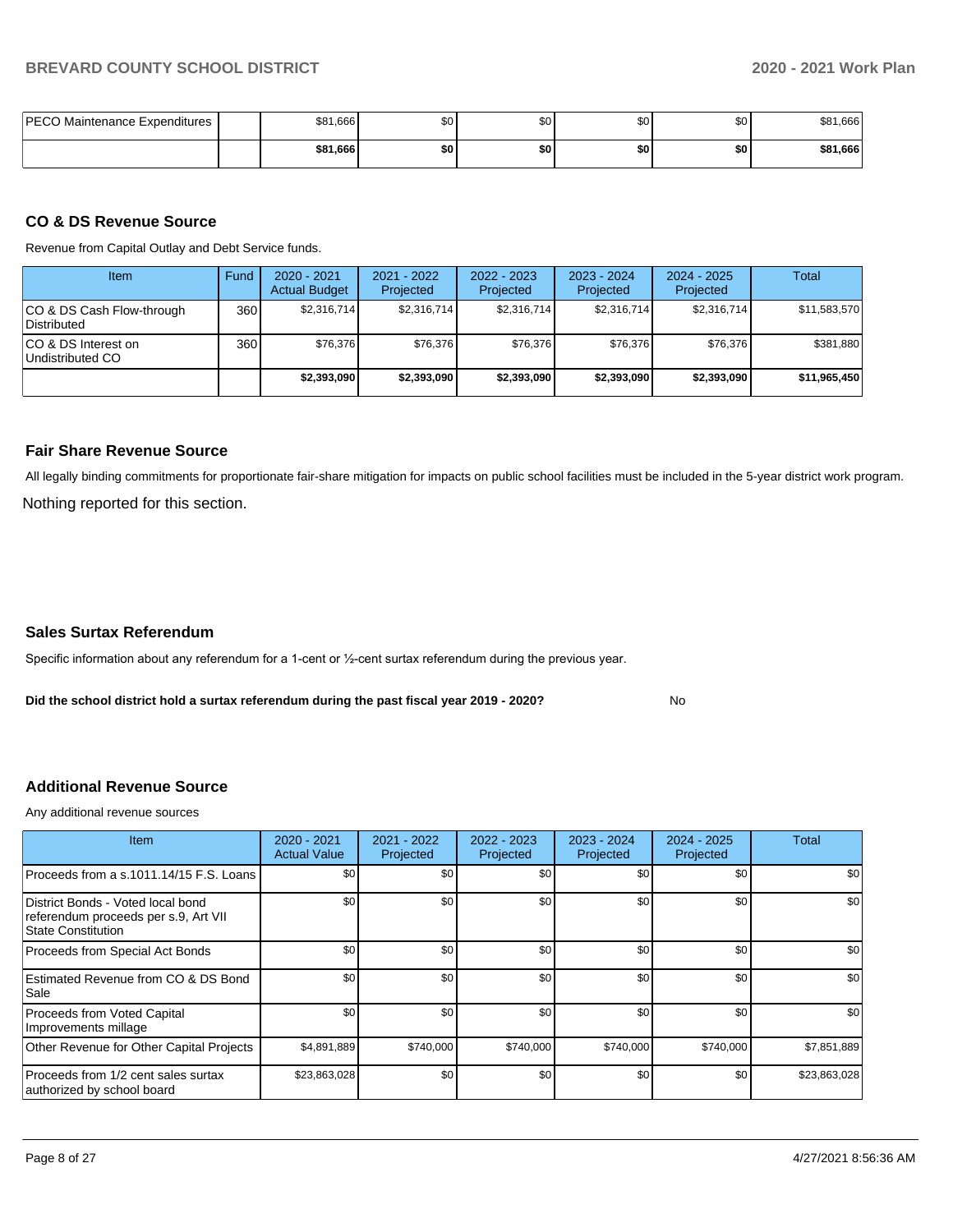| PECO Maintenance Expenditures | | $81,666 | $0 | $0 | $0 | $0 | $81,666 |
|---|---|---|---|---|---|---|---|
| | | **$81,666** | **$0** | **$0** | **$0** | **$0** | **$81,666** |

### CO & DS Revenue Source

Revenue from Capital Outlay and Debt Service funds.

| Item | Fund | 2020 - 2021 Actual Budget | 2021 - 2022 Projected | 2022 - 2023 Projected | 2023 - 2024 Projected | 2024 - 2025 Projected | Total |
|---|---|---|---|---|---|---|---|
| CO & DS Cash Flow-through Distributed | 360 | $2,316,714 | $2,316,714 | $2,316,714 | $2,316,714 | $2,316,714 | $11,583,570 |
| CO & DS Interest on Undistributed CO | 360 | $76,376 | $76,376 | $76,376 | $76,376 | $76,376 | $381,880 |
| | | **$2,393,090** | **$2,393,090** | **$2,393,090** | **$2,393,090** | **$2,393,090** | **$11,965,450** |

### Fair Share Revenue Source

All legally binding commitments for proportionate fair-share mitigation for impacts on public school facilities must be included in the 5-year district work program.

Nothing reported for this section.

### Sales Surtax Referendum

Specific information about any referendum for a 1-cent or ½-cent surtax referendum during the previous year.

**Did the school district hold a surtax referendum during the past fiscal year 2019 - 2020?** No

### Additional Revenue Source

Any additional revenue sources

| Item | 2020 - 2021 Actual Value | 2021 - 2022 Projected | 2022 - 2023 Projected | 2023 - 2024 Projected | 2024 - 2025 Projected | Total |
|---|---|---|---|---|---|---|
| Proceeds from a s.1011.14/15 F.S. Loans | $0 | $0 | $0 | $0 | $0 | $0 |
| District Bonds - Voted local bond referendum proceeds per s.9, Art VII State Constitution | $0 | $0 | $0 | $0 | $0 | $0 |
| Proceeds from Special Act Bonds | $0 | $0 | $0 | $0 | $0 | $0 |
| Estimated Revenue from CO & DS Bond Sale | $0 | $0 | $0 | $0 | $0 | $0 |
| Proceeds from Voted Capital Improvements millage | $0 | $0 | $0 | $0 | $0 | $0 |
| Other Revenue for Other Capital Projects | $4,891,889 | $740,000 | $740,000 | $740,000 | $740,000 | $7,851,889 |
| Proceeds from 1/2 cent sales surtax authorized by school board | $23,863,028 | $0 | $0 | $0 | $0 | $23,863,028 |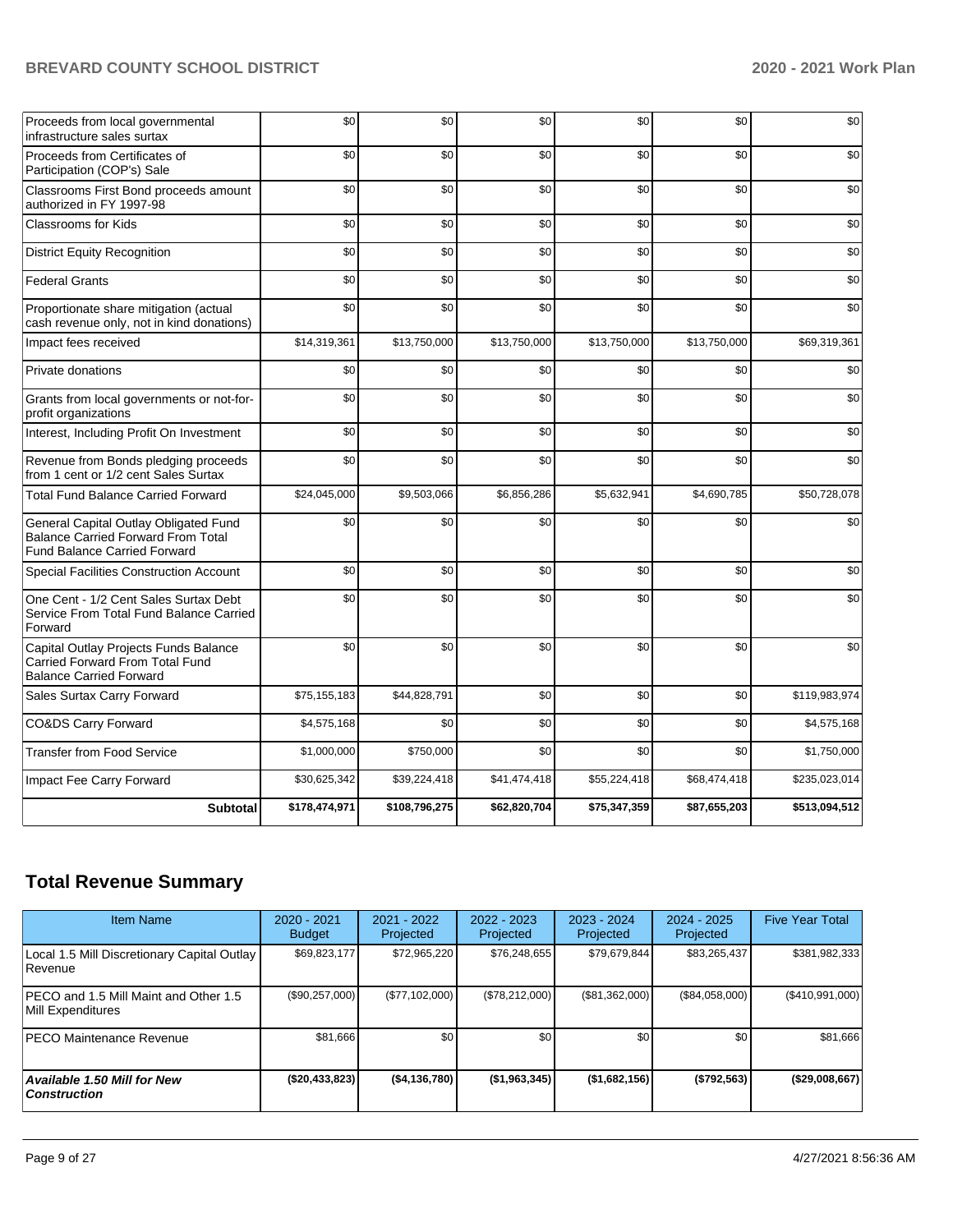| | | | | | | |
|---|---|---|---|---|---|---|
| Proceeds from local governmental infrastructure sales surtax | $0 | $0 | $0 | $0 | $0 | $0 |
| Proceeds from Certificates of Participation (COP's) Sale | $0 | $0 | $0 | $0 | $0 | $0 |
| Classrooms First Bond proceeds amount authorized in FY 1997-98 | $0 | $0 | $0 | $0 | $0 | $0 |
| Classrooms for Kids | $0 | $0 | $0 | $0 | $0 | $0 |
| District Equity Recognition | $0 | $0 | $0 | $0 | $0 | $0 |
| Federal Grants | $0 | $0 | $0 | $0 | $0 | $0 |
| Proportionate share mitigation (actual cash revenue only, not in kind donations) | $0 | $0 | $0 | $0 | $0 | $0 |
| Impact fees received | $14,319,361 | $13,750,000 | $13,750,000 | $13,750,000 | $13,750,000 | $69,319,361 |
| Private donations | $0 | $0 | $0 | $0 | $0 | $0 |
| Grants from local governments or not-for-profit organizations | $0 | $0 | $0 | $0 | $0 | $0 |
| Interest, Including Profit On Investment | $0 | $0 | $0 | $0 | $0 | $0 |
| Revenue from Bonds pledging proceeds from 1 cent or 1/2 cent Sales Surtax | $0 | $0 | $0 | $0 | $0 | $0 |
| Total Fund Balance Carried Forward | $24,045,000 | $9,503,066 | $6,856,286 | $5,632,941 | $4,690,785 | $50,728,078 |
| General Capital Outlay Obligated Fund Balance Carried Forward From Total Fund Balance Carried Forward | $0 | $0 | $0 | $0 | $0 | $0 |
| Special Facilities Construction Account | $0 | $0 | $0 | $0 | $0 | $0 |
| One Cent - 1/2 Cent Sales Surtax Debt Service From Total Fund Balance Carried Forward | $0 | $0 | $0 | $0 | $0 | $0 |
| Capital Outlay Projects Funds Balance Carried Forward From Total Fund Balance Carried Forward | $0 | $0 | $0 | $0 | $0 | $0 |
| Sales Surtax Carry Forward | $75,155,183 | $44,828,791 | $0 | $0 | $0 | $119,983,974 |
| CO&DS Carry Forward | $4,575,168 | $0 | $0 | $0 | $0 | $4,575,168 |
| Transfer from Food Service | $1,000,000 | $750,000 | $0 | $0 | $0 | $1,750,000 |
| Impact Fee Carry Forward | $30,625,342 | $39,224,418 | $41,474,418 | $55,224,418 | $68,474,418 | $235,023,014 |
| **Subtotal** | **$178,474,971** | **$108,796,275** | **$62,820,704** | **$75,347,359** | **$87,655,203** | **$513,094,512** |

## Total Revenue Summary

| Item Name | 2020 - 2021 Budget | 2021 - 2022 Projected | 2022 - 2023 Projected | 2023 - 2024 Projected | 2024 - 2025 Projected | Five Year Total |
|---|---|---|---|---|---|---|
| Local 1.5 Mill Discretionary Capital Outlay Revenue | $69,823,177 | $72,965,220 | $76,248,655 | $79,679,844 | $83,265,437 | $381,982,333 |
| PECO and 1.5 Mill Maint and Other 1.5 Mill Expenditures | ($90,257,000) | ($77,102,000) | ($78,212,000) | ($81,362,000) | ($84,058,000) | ($410,991,000) |
| PECO Maintenance Revenue | $81,666 | $0 | $0 | $0 | $0 | $81,666 |
| ***Available 1.50 Mill for New Construction*** | **($20,433,823)** | **($4,136,780)** | **($1,963,345)** | **($1,682,156)** | **($792,563)** | **($29,008,667)** |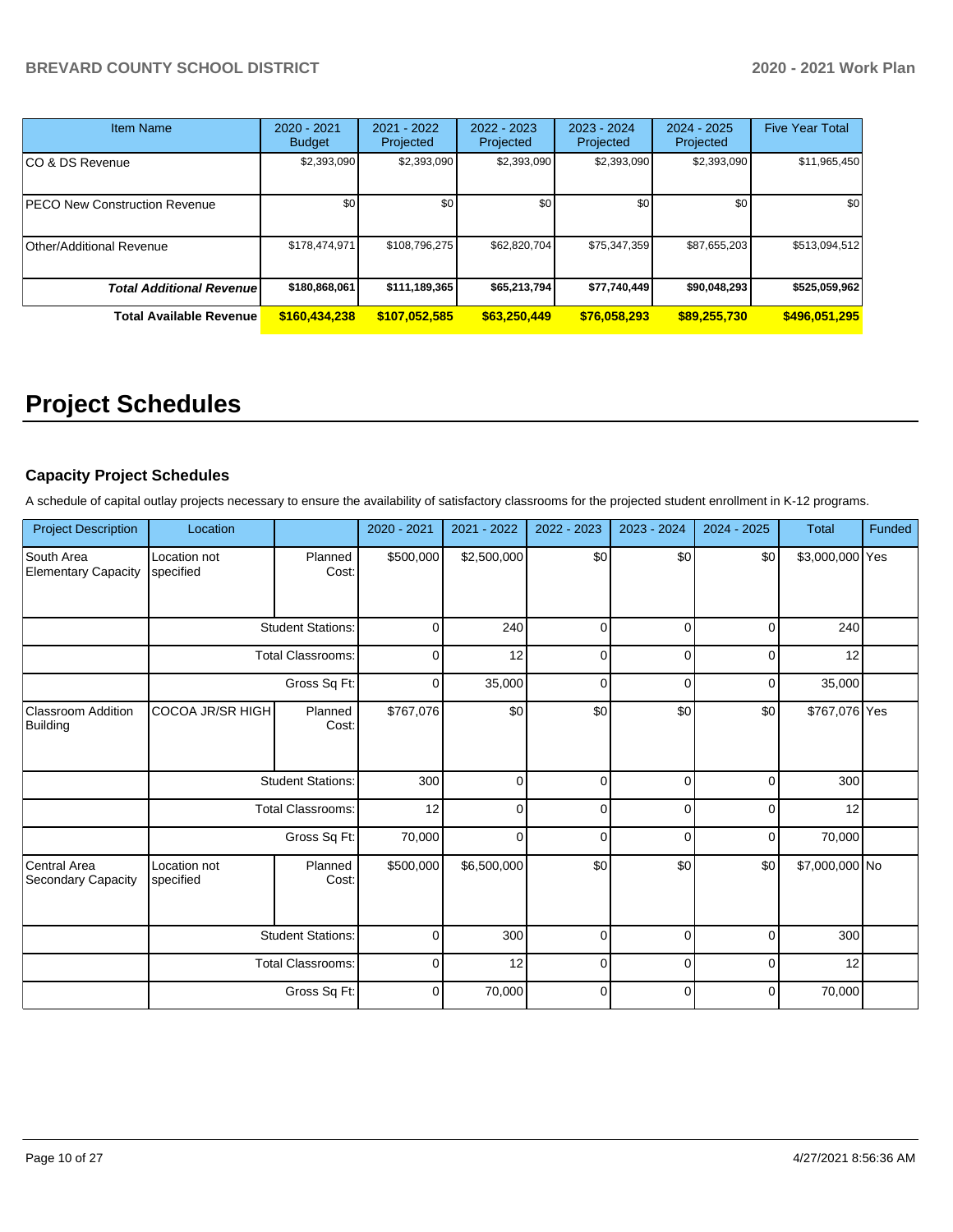| Item Name | 2020 - 2021 Budget | 2021 - 2022 Projected | 2022 - 2023 Projected | 2023 - 2024 Projected | 2024 - 2025 Projected | Five Year Total |
|---|---|---|---|---|---|---|
| CO & DS Revenue | $2,393,090 | $2,393,090 | $2,393,090 | $2,393,090 | $2,393,090 | $11,965,450 |
| PECO New Construction Revenue | $0 | $0 | $0 | $0 | $0 | $0 |
| Other/Additional Revenue | $178,474,971 | $108,796,275 | $62,820,704 | $75,347,359 | $87,655,203 | $513,094,512 |
| ***Total Additional Revenue*** | **$180,868,061** | **$111,189,365** | **$65,213,794** | **$77,740,449** | **$90,048,293** | **$525,059,962** |
| **Total Available Revenue** | **$160,434,238** | **$107,052,585** | **$63,250,449** | **$76,058,293** | **$89,255,730** | **$496,051,295** |

# Project Schedules

### Capacity Project Schedules

A schedule of capital outlay projects necessary to ensure the availability of satisfactory classrooms for the projected student enrollment in K-12 programs.

| Project Description | Location | | 2020 - 2021 | 2021 - 2022 | 2022 - 2023 | 2023 - 2024 | 2024 - 2025 | Total | Funded |
|---|---|---|---|---|---|---|---|---|---|
| South Area Elementary Capacity | Location not specified | Planned Cost: | $500,000 | $2,500,000 | $0 | $0 | $0 | $3,000,000 | Yes |
| | | Student Stations: | 0 | 240 | 0 | 0 | 0 | 240 | |
| | | Total Classrooms: | 0 | 12 | 0 | 0 | 0 | 12 | |
| | | Gross Sq Ft: | 0 | 35,000 | 0 | 0 | 0 | 35,000 | |
| Classroom Addition Building | COCOA JR/SR HIGH | Planned Cost: | $767,076 | $0 | $0 | $0 | $0 | $767,076 | Yes |
| | | Student Stations: | 300 | 0 | 0 | 0 | 0 | 300 | |
| | | Total Classrooms: | 12 | 0 | 0 | 0 | 0 | 12 | |
| | | Gross Sq Ft: | 70,000 | 0 | 0 | 0 | 0 | 70,000 | |
| Central Area Secondary Capacity | Location not specified | Planned Cost: | $500,000 | $6,500,000 | $0 | $0 | $0 | $7,000,000 | No |
| | | Student Stations: | 0 | 300 | 0 | 0 | 0 | 300 | |
| | | Total Classrooms: | 0 | 12 | 0 | 0 | 0 | 12 | |
| | | Gross Sq Ft: | 0 | 70,000 | 0 | 0 | 0 | 70,000 | |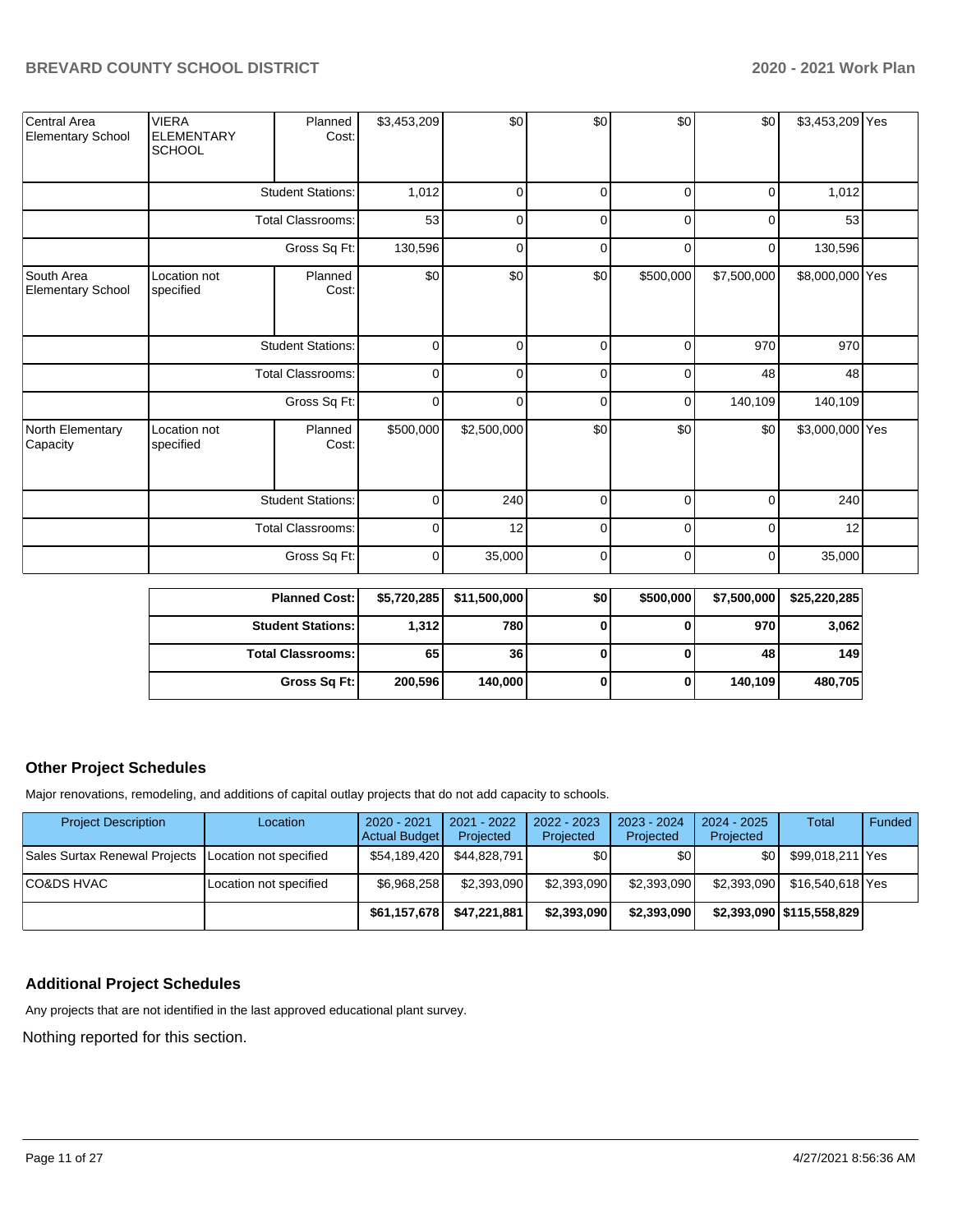| | | | | | | | | | |
|---|---|---|---|---|---|---|---|---|---|
| Central Area Elementary School | VIERA ELEMENTARY SCHOOL | Planned Cost: | $3,453,209 | $0 | $0 | $0 | $0 | $3,453,209 | Yes |
| | | Student Stations: | 1,012 | 0 | 0 | 0 | 0 | 1,012 | |
| | | Total Classrooms: | 53 | 0 | 0 | 0 | 0 | 53 | |
| | | Gross Sq Ft: | 130,596 | 0 | 0 | 0 | 0 | 130,596 | |
| South Area Elementary School | Location not specified | Planned Cost: | $0 | $0 | $0 | $500,000 | $7,500,000 | $8,000,000 | Yes |
| | | Student Stations: | 0 | 0 | 0 | 0 | 970 | 970 | |
| | | Total Classrooms: | 0 | 0 | 0 | 0 | 48 | 48 | |
| | | Gross Sq Ft: | 0 | 0 | 0 | 0 | 140,109 | 140,109 | |
| North Elementary Capacity | Location not specified | Planned Cost: | $500,000 | $2,500,000 | $0 | $0 | $0 | $3,000,000 | Yes |
| | | Student Stations: | 0 | 240 | 0 | 0 | 0 | 240 | |
| | | Total Classrooms: | 0 | 12 | 0 | 0 | 0 | 12 | |
| | | Gross Sq Ft: | 0 | 35,000 | 0 | 0 | 0 | 35,000 | |

| | | | | | | |
|---|---|---|---|---|---|---|
| **Planned Cost:** | **$5,720,285** | **$11,500,000** | **$0** | **$500,000** | **$7,500,000** | **$25,220,285** |
| **Student Stations:** | **1,312** | **780** | **0** | **0** | **970** | **3,062** |
| **Total Classrooms:** | **65** | **36** | **0** | **0** | **48** | **149** |
| **Gross Sq Ft:** | **200,596** | **140,000** | **0** | **0** | **140,109** | **480,705** |

## Other Project Schedules

Major renovations, remodeling, and additions of capital outlay projects that do not add capacity to schools.

| Project Description | Location | 2020 - 2021 Actual Budget | 2021 - 2022 Projected | 2022 - 2023 Projected | 2023 - 2024 Projected | 2024 - 2025 Projected | Total | Funded |
|---|---|---|---|---|---|---|---|---|
| Sales Surtax Renewal Projects | Location not specified | $54,189,420 | $44,828,791 | $0 | $0 | $0 | $99,018,211 | Yes |
| CO&DS HVAC | Location not specified | $6,968,258 | $2,393,090 | $2,393,090 | $2,393,090 | $2,393,090 | $16,540,618 | Yes |
| | | **$61,157,678** | **$47,221,881** | **$2,393,090** | **$2,393,090** | **$2,393,090** | **$115,558,829** | |

## Additional Project Schedules

Any projects that are not identified in the last approved educational plant survey.

Nothing reported for this section.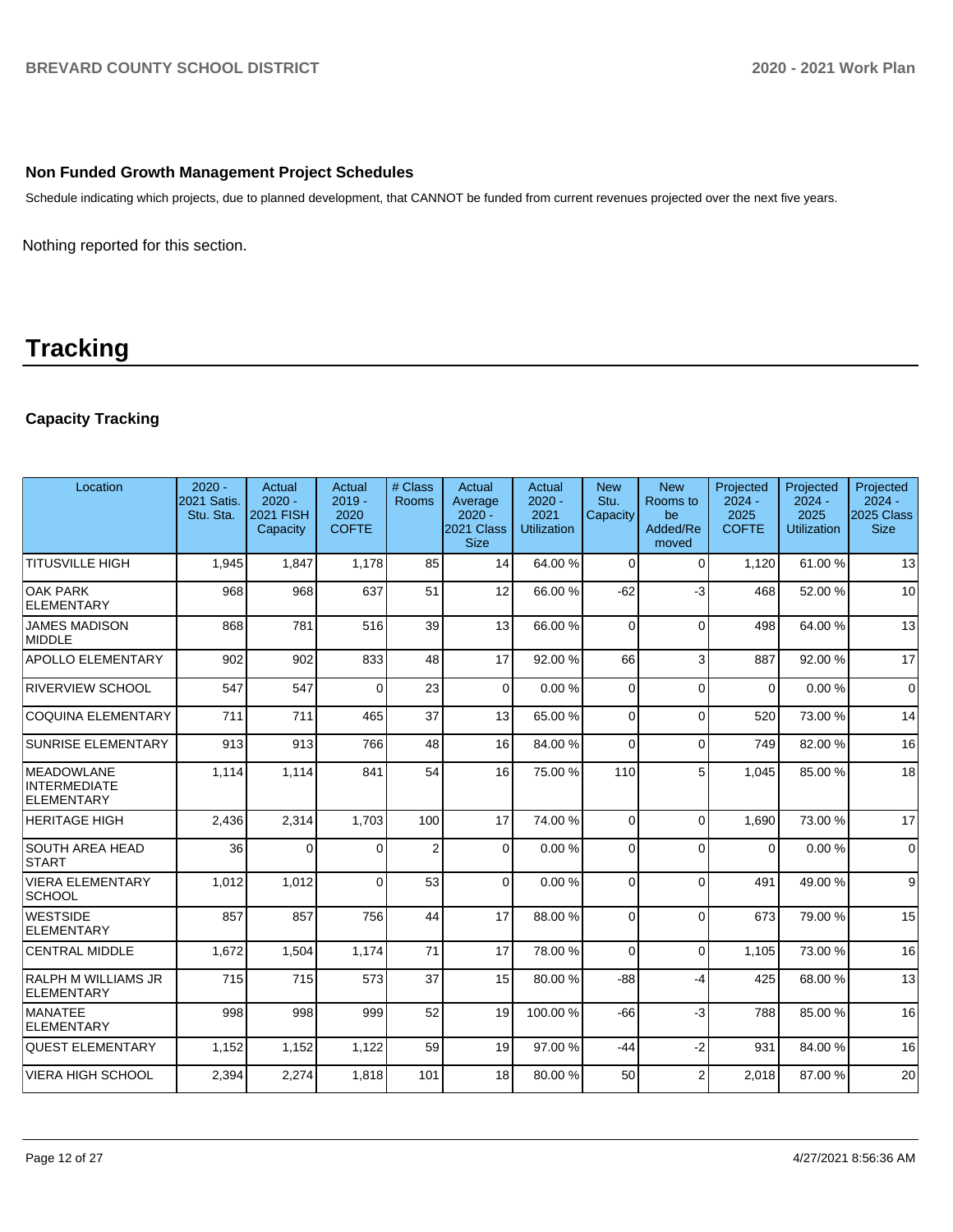## Non Funded Growth Management Project Schedules

Schedule indicating which projects, due to planned development, that CANNOT be funded from current revenues projected over the next five years.

Nothing reported for this section.

# Tracking

### Capacity Tracking

| Location | 2020 - 2021 Satis. Stu. Sta. | Actual 2020 - 2021 FISH Capacity | Actual 2019 - 2020 COFTE | # Class Rooms | Actual Average 2020 - 2021 Class Size | Actual 2020 - 2021 Utilization | New Stu. Capacity | New Rooms to be Added/Removed | Projected 2024 - 2025 COFTE | Projected 2024 - 2025 Utilization | Projected 2024 - 2025 Class Size |
|---|---|---|---|---|---|---|---|---|---|---|---|
| TITUSVILLE HIGH | 1,945 | 1,847 | 1,178 | 85 | 14 | 64.00 % | 0 | 0 | 1,120 | 61.00 % | 13 |
| OAK PARK ELEMENTARY | 968 | 968 | 637 | 51 | 12 | 66.00 % | -62 | -3 | 468 | 52.00 % | 10 |
| JAMES MADISON MIDDLE | 868 | 781 | 516 | 39 | 13 | 66.00 % | 0 | 0 | 498 | 64.00 % | 13 |
| APOLLO ELEMENTARY | 902 | 902 | 833 | 48 | 17 | 92.00 % | 66 | 3 | 887 | 92.00 % | 17 |
| RIVERVIEW SCHOOL | 547 | 547 | 0 | 23 | 0 | 0.00 % | 0 | 0 | 0 | 0.00 % | 0 |
| COQUINA ELEMENTARY | 711 | 711 | 465 | 37 | 13 | 65.00 % | 0 | 0 | 520 | 73.00 % | 14 |
| SUNRISE ELEMENTARY | 913 | 913 | 766 | 48 | 16 | 84.00 % | 0 | 0 | 749 | 82.00 % | 16 |
| MEADOWLANE INTERMEDIATE ELEMENTARY | 1,114 | 1,114 | 841 | 54 | 16 | 75.00 % | 110 | 5 | 1,045 | 85.00 % | 18 |
| HERITAGE HIGH | 2,436 | 2,314 | 1,703 | 100 | 17 | 74.00 % | 0 | 0 | 1,690 | 73.00 % | 17 |
| SOUTH AREA HEAD START | 36 | 0 | 0 | 2 | 0 | 0.00 % | 0 | 0 | 0 | 0.00 % | 0 |
| VIERA ELEMENTARY SCHOOL | 1,012 | 1,012 | 0 | 53 | 0 | 0.00 % | 0 | 0 | 491 | 49.00 % | 9 |
| WESTSIDE ELEMENTARY | 857 | 857 | 756 | 44 | 17 | 88.00 % | 0 | 0 | 673 | 79.00 % | 15 |
| CENTRAL MIDDLE | 1,672 | 1,504 | 1,174 | 71 | 17 | 78.00 % | 0 | 0 | 1,105 | 73.00 % | 16 |
| RALPH M WILLIAMS JR ELEMENTARY | 715 | 715 | 573 | 37 | 15 | 80.00 % | -88 | -4 | 425 | 68.00 % | 13 |
| MANATEE ELEMENTARY | 998 | 998 | 999 | 52 | 19 | 100.00 % | -66 | -3 | 788 | 85.00 % | 16 |
| QUEST ELEMENTARY | 1,152 | 1,152 | 1,122 | 59 | 19 | 97.00 % | -44 | -2 | 931 | 84.00 % | 16 |
| VIERA HIGH SCHOOL | 2,394 | 2,274 | 1,818 | 101 | 18 | 80.00 % | 50 | 2 | 2,018 | 87.00 % | 20 |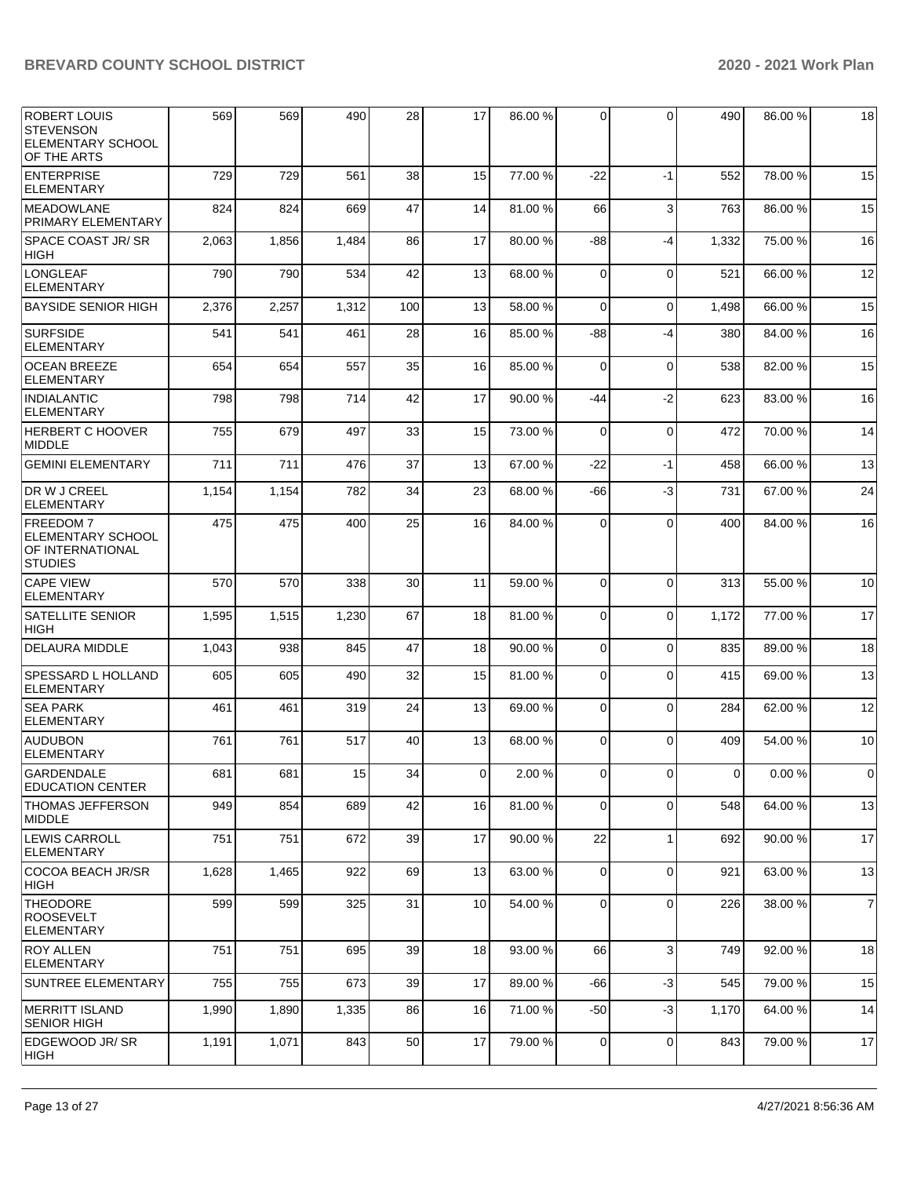| ROBERT LOUIS STEVENSON ELEMENTARY SCHOOL OF THE ARTS | 569 | 569 | 490 | 28 | 17 | 86.00 % | 0 | 0 | 490 | 86.00 % | 18 |
|---|---|---|---|---|---|---|---|---|---|---|---|
| ENTERPRISE ELEMENTARY | 729 | 729 | 561 | 38 | 15 | 77.00 % | -22 | -1 | 552 | 78.00 % | 15 |
| MEADOWLANE PRIMARY ELEMENTARY | 824 | 824 | 669 | 47 | 14 | 81.00 % | 66 | 3 | 763 | 86.00 % | 15 |
| SPACE COAST JR/ SR HIGH | 2,063 | 1,856 | 1,484 | 86 | 17 | 80.00 % | -88 | -4 | 1,332 | 75.00 % | 16 |
| LONGLEAF ELEMENTARY | 790 | 790 | 534 | 42 | 13 | 68.00 % | 0 | 0 | 521 | 66.00 % | 12 |
| BAYSIDE SENIOR HIGH | 2,376 | 2,257 | 1,312 | 100 | 13 | 58.00 % | 0 | 0 | 1,498 | 66.00 % | 15 |
| SURFSIDE ELEMENTARY | 541 | 541 | 461 | 28 | 16 | 85.00 % | -88 | -4 | 380 | 84.00 % | 16 |
| OCEAN BREEZE ELEMENTARY | 654 | 654 | 557 | 35 | 16 | 85.00 % | 0 | 0 | 538 | 82.00 % | 15 |
| INDIALANTIC ELEMENTARY | 798 | 798 | 714 | 42 | 17 | 90.00 % | -44 | -2 | 623 | 83.00 % | 16 |
| HERBERT C HOOVER MIDDLE | 755 | 679 | 497 | 33 | 15 | 73.00 % | 0 | 0 | 472 | 70.00 % | 14 |
| GEMINI ELEMENTARY | 711 | 711 | 476 | 37 | 13 | 67.00 % | -22 | -1 | 458 | 66.00 % | 13 |
| DR W J CREEL ELEMENTARY | 1,154 | 1,154 | 782 | 34 | 23 | 68.00 % | -66 | -3 | 731 | 67.00 % | 24 |
| FREEDOM 7 ELEMENTARY SCHOOL OF INTERNATIONAL STUDIES | 475 | 475 | 400 | 25 | 16 | 84.00 % | 0 | 0 | 400 | 84.00 % | 16 |
| CAPE VIEW ELEMENTARY | 570 | 570 | 338 | 30 | 11 | 59.00 % | 0 | 0 | 313 | 55.00 % | 10 |
| SATELLITE SENIOR HIGH | 1,595 | 1,515 | 1,230 | 67 | 18 | 81.00 % | 0 | 0 | 1,172 | 77.00 % | 17 |
| DELAURA MIDDLE | 1,043 | 938 | 845 | 47 | 18 | 90.00 % | 0 | 0 | 835 | 89.00 % | 18 |
| SPESSARD L HOLLAND ELEMENTARY | 605 | 605 | 490 | 32 | 15 | 81.00 % | 0 | 0 | 415 | 69.00 % | 13 |
| SEA PARK ELEMENTARY | 461 | 461 | 319 | 24 | 13 | 69.00 % | 0 | 0 | 284 | 62.00 % | 12 |
| AUDUBON ELEMENTARY | 761 | 761 | 517 | 40 | 13 | 68.00 % | 0 | 0 | 409 | 54.00 % | 10 |
| GARDENDALE EDUCATION CENTER | 681 | 681 | 15 | 34 | 0 | 2.00 % | 0 | 0 | 0 | 0.00 % | 0 |
| THOMAS JEFFERSON MIDDLE | 949 | 854 | 689 | 42 | 16 | 81.00 % | 0 | 0 | 548 | 64.00 % | 13 |
| LEWIS CARROLL ELEMENTARY | 751 | 751 | 672 | 39 | 17 | 90.00 % | 22 | 1 | 692 | 90.00 % | 17 |
| COCOA BEACH JR/SR HIGH | 1,628 | 1,465 | 922 | 69 | 13 | 63.00 % | 0 | 0 | 921 | 63.00 % | 13 |
| THEODORE ROOSEVELT ELEMENTARY | 599 | 599 | 325 | 31 | 10 | 54.00 % | 0 | 0 | 226 | 38.00 % | 7 |
| ROY ALLEN ELEMENTARY | 751 | 751 | 695 | 39 | 18 | 93.00 % | 66 | 3 | 749 | 92.00 % | 18 |
| SUNTREE ELEMENTARY | 755 | 755 | 673 | 39 | 17 | 89.00 % | -66 | -3 | 545 | 79.00 % | 15 |
| MERRITT ISLAND SENIOR HIGH | 1,990 | 1,890 | 1,335 | 86 | 16 | 71.00 % | -50 | -3 | 1,170 | 64.00 % | 14 |
| EDGEWOOD JR/ SR HIGH | 1,191 | 1,071 | 843 | 50 | 17 | 79.00 % | 0 | 0 | 843 | 79.00 % | 17 |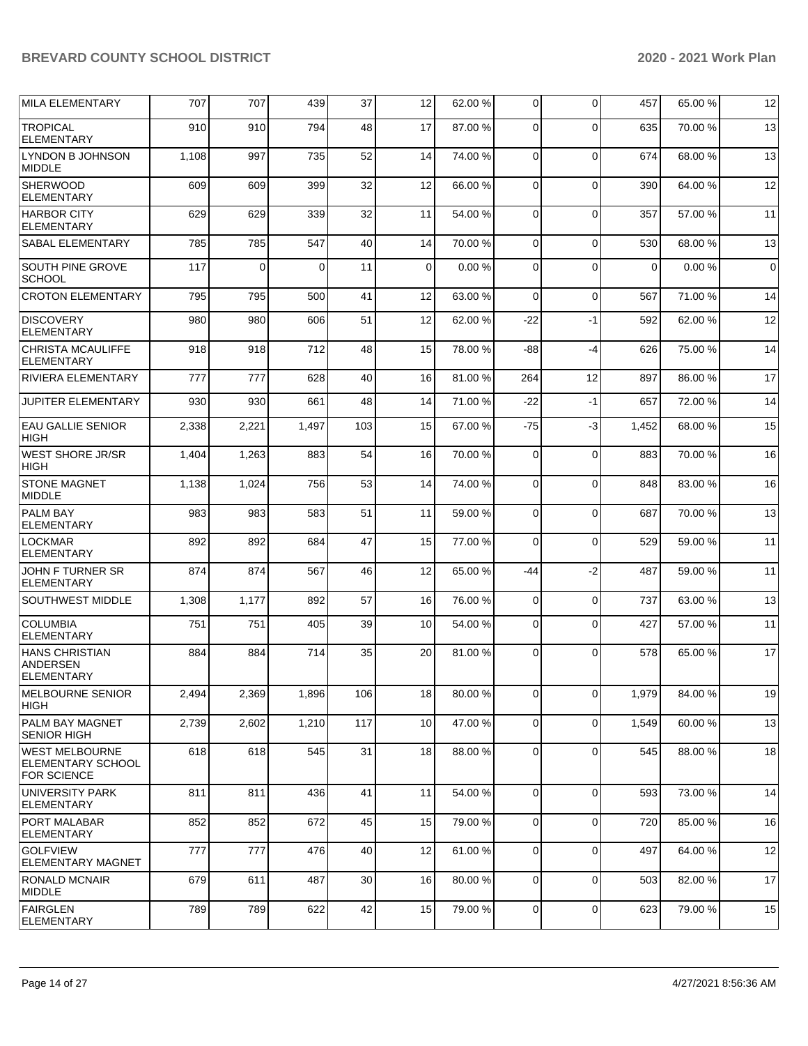| | | | | | | | | | | |
|---|---|---|---|---|---|---|---|---|---|---|
| MILA ELEMENTARY | 707 | 707 | 439 | 37 | 12 | 62.00 % | 0 | 0 | 457 | 65.00 % | 12 |
| TROPICAL ELEMENTARY | 910 | 910 | 794 | 48 | 17 | 87.00 % | 0 | 0 | 635 | 70.00 % | 13 |
| LYNDON B JOHNSON MIDDLE | 1,108 | 997 | 735 | 52 | 14 | 74.00 % | 0 | 0 | 674 | 68.00 % | 13 |
| SHERWOOD ELEMENTARY | 609 | 609 | 399 | 32 | 12 | 66.00 % | 0 | 0 | 390 | 64.00 % | 12 |
| HARBOR CITY ELEMENTARY | 629 | 629 | 339 | 32 | 11 | 54.00 % | 0 | 0 | 357 | 57.00 % | 11 |
| SABAL ELEMENTARY | 785 | 785 | 547 | 40 | 14 | 70.00 % | 0 | 0 | 530 | 68.00 % | 13 |
| SOUTH PINE GROVE SCHOOL | 117 | 0 | 0 | 11 | 0 | 0.00 % | 0 | 0 | 0 | 0.00 % | 0 |
| CROTON ELEMENTARY | 795 | 795 | 500 | 41 | 12 | 63.00 % | 0 | 0 | 567 | 71.00 % | 14 |
| DISCOVERY ELEMENTARY | 980 | 980 | 606 | 51 | 12 | 62.00 % | -22 | -1 | 592 | 62.00 % | 12 |
| CHRISTA MCAULIFFE ELEMENTARY | 918 | 918 | 712 | 48 | 15 | 78.00 % | -88 | -4 | 626 | 75.00 % | 14 |
| RIVIERA ELEMENTARY | 777 | 777 | 628 | 40 | 16 | 81.00 % | 264 | 12 | 897 | 86.00 % | 17 |
| JUPITER ELEMENTARY | 930 | 930 | 661 | 48 | 14 | 71.00 % | -22 | -1 | 657 | 72.00 % | 14 |
| EAU GALLIE SENIOR HIGH | 2,338 | 2,221 | 1,497 | 103 | 15 | 67.00 % | -75 | -3 | 1,452 | 68.00 % | 15 |
| WEST SHORE JR/SR HIGH | 1,404 | 1,263 | 883 | 54 | 16 | 70.00 % | 0 | 0 | 883 | 70.00 % | 16 |
| STONE MAGNET MIDDLE | 1,138 | 1,024 | 756 | 53 | 14 | 74.00 % | 0 | 0 | 848 | 83.00 % | 16 |
| PALM BAY ELEMENTARY | 983 | 983 | 583 | 51 | 11 | 59.00 % | 0 | 0 | 687 | 70.00 % | 13 |
| LOCKMAR ELEMENTARY | 892 | 892 | 684 | 47 | 15 | 77.00 % | 0 | 0 | 529 | 59.00 % | 11 |
| JOHN F TURNER SR ELEMENTARY | 874 | 874 | 567 | 46 | 12 | 65.00 % | -44 | -2 | 487 | 59.00 % | 11 |
| SOUTHWEST MIDDLE | 1,308 | 1,177 | 892 | 57 | 16 | 76.00 % | 0 | 0 | 737 | 63.00 % | 13 |
| COLUMBIA ELEMENTARY | 751 | 751 | 405 | 39 | 10 | 54.00 % | 0 | 0 | 427 | 57.00 % | 11 |
| HANS CHRISTIAN ANDERSEN ELEMENTARY | 884 | 884 | 714 | 35 | 20 | 81.00 % | 0 | 0 | 578 | 65.00 % | 17 |
| MELBOURNE SENIOR HIGH | 2,494 | 2,369 | 1,896 | 106 | 18 | 80.00 % | 0 | 0 | 1,979 | 84.00 % | 19 |
| PALM BAY MAGNET SENIOR HIGH | 2,739 | 2,602 | 1,210 | 117 | 10 | 47.00 % | 0 | 0 | 1,549 | 60.00 % | 13 |
| WEST MELBOURNE ELEMENTARY SCHOOL FOR SCIENCE | 618 | 618 | 545 | 31 | 18 | 88.00 % | 0 | 0 | 545 | 88.00 % | 18 |
| UNIVERSITY PARK ELEMENTARY | 811 | 811 | 436 | 41 | 11 | 54.00 % | 0 | 0 | 593 | 73.00 % | 14 |
| PORT MALABAR ELEMENTARY | 852 | 852 | 672 | 45 | 15 | 79.00 % | 0 | 0 | 720 | 85.00 % | 16 |
| GOLFVIEW ELEMENTARY MAGNET | 777 | 777 | 476 | 40 | 12 | 61.00 % | 0 | 0 | 497 | 64.00 % | 12 |
| RONALD MCNAIR MIDDLE | 679 | 611 | 487 | 30 | 16 | 80.00 % | 0 | 0 | 503 | 82.00 % | 17 |
| FAIRGLEN ELEMENTARY | 789 | 789 | 622 | 42 | 15 | 79.00 % | 0 | 0 | 623 | 79.00 % | 15 |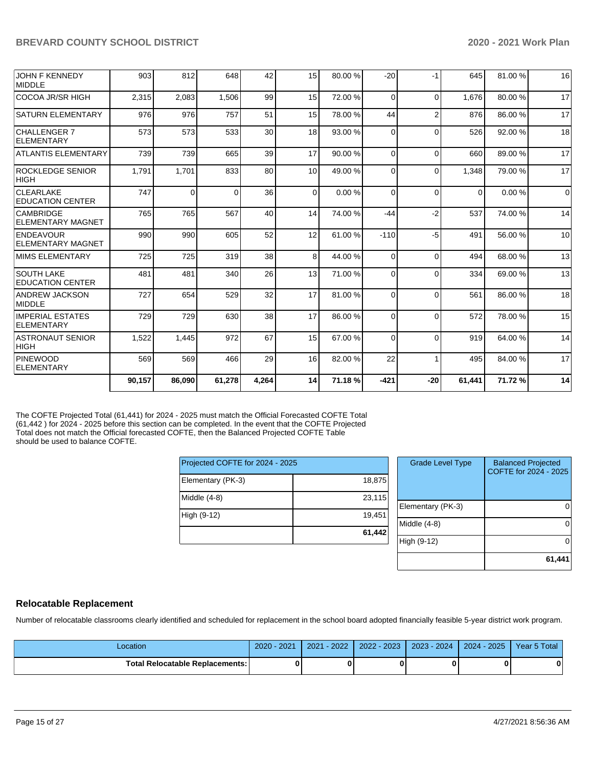| | | | | | | | | | | | |
|---|---|---|---|---|---|---|---|---|---|---|---|
| JOHN F KENNEDY MIDDLE | 903 | 812 | 648 | 42 | 15 | 80.00 % | -20 | -1 | 645 | 81.00 % | 16 |
| COCOA JR/SR HIGH | 2,315 | 2,083 | 1,506 | 99 | 15 | 72.00 % | 0 | 0 | 1,676 | 80.00 % | 17 |
| SATURN ELEMENTARY | 976 | 976 | 757 | 51 | 15 | 78.00 % | 44 | 2 | 876 | 86.00 % | 17 |
| CHALLENGER 7 ELEMENTARY | 573 | 573 | 533 | 30 | 18 | 93.00 % | 0 | 0 | 526 | 92.00 % | 18 |
| ATLANTIS ELEMENTARY | 739 | 739 | 665 | 39 | 17 | 90.00 % | 0 | 0 | 660 | 89.00 % | 17 |
| ROCKLEDGE SENIOR HIGH | 1,791 | 1,701 | 833 | 80 | 10 | 49.00 % | 0 | 0 | 1,348 | 79.00 % | 17 |
| CLEARLAKE EDUCATION CENTER | 747 | 0 | 0 | 36 | 0 | 0.00 % | 0 | 0 | 0 | 0.00 % | 0 |
| CAMBRIDGE ELEMENTARY MAGNET | 765 | 765 | 567 | 40 | 14 | 74.00 % | -44 | -2 | 537 | 74.00 % | 14 |
| ENDEAVOUR ELEMENTARY MAGNET | 990 | 990 | 605 | 52 | 12 | 61.00 % | -110 | -5 | 491 | 56.00 % | 10 |
| MIMS ELEMENTARY | 725 | 725 | 319 | 38 | 8 | 44.00 % | 0 | 0 | 494 | 68.00 % | 13 |
| SOUTH LAKE EDUCATION CENTER | 481 | 481 | 340 | 26 | 13 | 71.00 % | 0 | 0 | 334 | 69.00 % | 13 |
| ANDREW JACKSON MIDDLE | 727 | 654 | 529 | 32 | 17 | 81.00 % | 0 | 0 | 561 | 86.00 % | 18 |
| IMPERIAL ESTATES ELEMENTARY | 729 | 729 | 630 | 38 | 17 | 86.00 % | 0 | 0 | 572 | 78.00 % | 15 |
| ASTRONAUT SENIOR HIGH | 1,522 | 1,445 | 972 | 67 | 15 | 67.00 % | 0 | 0 | 919 | 64.00 % | 14 |
| PINEWOOD ELEMENTARY | 569 | 569 | 466 | 29 | 16 | 82.00 % | 22 | 1 | 495 | 84.00 % | 17 |
| | **90,157** | **86,090** | **61,278** | **4,264** | **14** | **71.18 %** | **-421** | **-20** | **61,441** | **71.72 %** | **14** |

The COFTE Projected Total (61,441) for 2024 - 2025 must match the Official Forecasted COFTE Total (61,442 ) for 2024 - 2025 before this section can be completed. In the event that the COFTE Projected Total does not match the Official forecasted COFTE, then the Balanced Projected COFTE Table should be used to balance COFTE.

| Projected COFTE for 2024 - 2025 | |
|---|---|
| Elementary (PK-3) | 18,875 |
| Middle (4-8) | 23,115 |
| High (9-12) | 19,451 |
| | **61,442** |

| Grade Level Type | Balanced Projected COFTE for 2024 - 2025 |
|---|---|
| Elementary (PK-3) | 0 |
| Middle (4-8) | 0 |
| High (9-12) | 0 |
| | **61,441** |

## Relocatable Replacement

Number of relocatable classrooms clearly identified and scheduled for replacement in the school board adopted financially feasible 5-year district work program.

| Location | 2020 - 2021 | 2021 - 2022 | 2022 - 2023 | 2023 - 2024 | 2024 - 2025 | Year 5 Total |
|---|---|---|---|---|---|---|
| **Total Relocatable Replacements:** | **0** | **0** | **0** | **0** | **0** | **0** |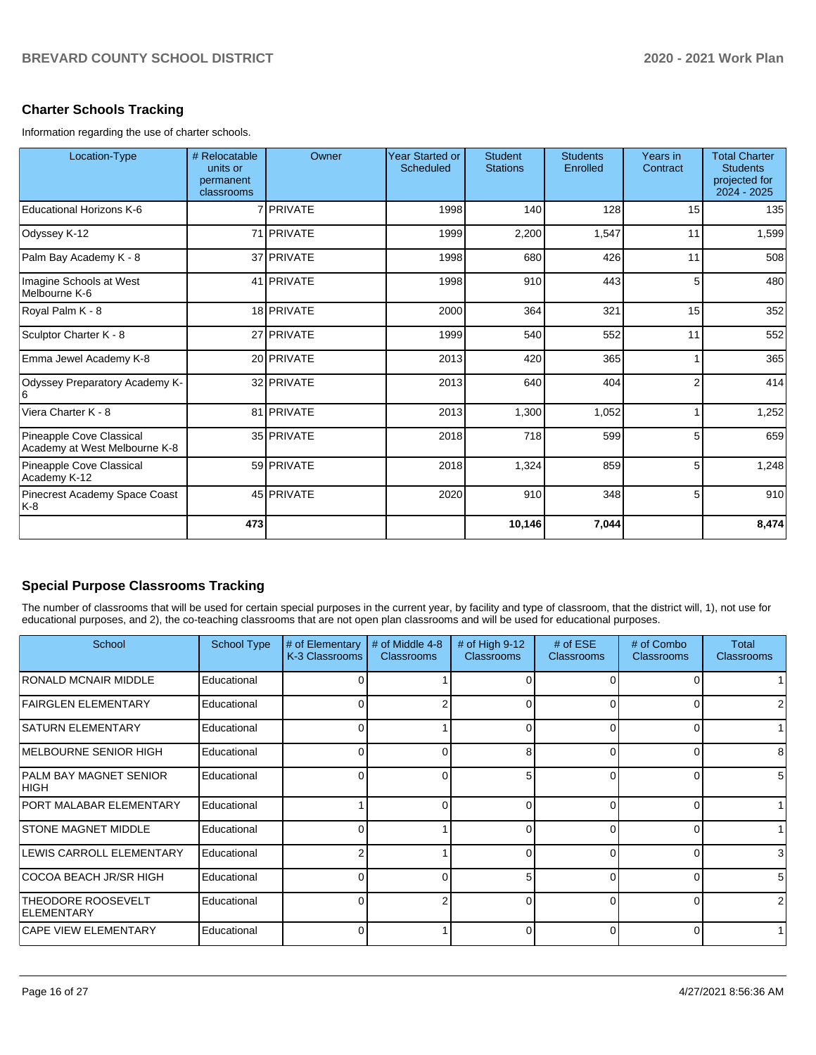## Charter Schools Tracking

Information regarding the use of charter schools.

| Location-Type | # Relocatable units or permanent classrooms | Owner | Year Started or Scheduled | Student Stations | Students Enrolled | Years in Contract | Total Charter Students projected for 2024 - 2025 |
|---|---|---|---|---|---|---|---|
| Educational Horizons K-6 | 7 | PRIVATE | 1998 | 140 | 128 | 15 | 135 |
| Odyssey K-12 | 71 | PRIVATE | 1999 | 2,200 | 1,547 | 11 | 1,599 |
| Palm Bay Academy K - 8 | 37 | PRIVATE | 1998 | 680 | 426 | 11 | 508 |
| Imagine Schools at West Melbourne K-6 | 41 | PRIVATE | 1998 | 910 | 443 | 5 | 480 |
| Royal Palm K - 8 | 18 | PRIVATE | 2000 | 364 | 321 | 15 | 352 |
| Sculptor Charter K - 8 | 27 | PRIVATE | 1999 | 540 | 552 | 11 | 552 |
| Emma Jewel Academy K-8 | 20 | PRIVATE | 2013 | 420 | 365 | 1 | 365 |
| Odyssey Preparatory Academy K-6 | 32 | PRIVATE | 2013 | 640 | 404 | 2 | 414 |
| Viera Charter K - 8 | 81 | PRIVATE | 2013 | 1,300 | 1,052 | 1 | 1,252 |
| Pineapple Cove Classical Academy at West Melbourne K-8 | 35 | PRIVATE | 2018 | 718 | 599 | 5 | 659 |
| Pineapple Cove Classical Academy K-12 | 59 | PRIVATE | 2018 | 1,324 | 859 | 5 | 1,248 |
| Pinecrest Academy Space Coast K-8 | 45 | PRIVATE | 2020 | 910 | 348 | 5 | 910 |
| | **473** | | | **10,146** | **7,044** | | **8,474** |

## Special Purpose Classrooms Tracking

The number of classrooms that will be used for certain special purposes in the current year, by facility and type of classroom, that the district will, 1), not use for educational purposes, and 2), the co-teaching classrooms that are not open plan classrooms and will be used for educational purposes.

| School | School Type | # of Elementary K-3 Classrooms | # of Middle 4-8 Classrooms | # of High 9-12 Classrooms | # of ESE Classrooms | # of Combo Classrooms | Total Classrooms |
|---|---|---|---|---|---|---|---|
| RONALD MCNAIR MIDDLE | Educational | 0 | 1 | 0 | 0 | 0 | 1 |
| FAIRGLEN ELEMENTARY | Educational | 0 | 2 | 0 | 0 | 0 | 2 |
| SATURN ELEMENTARY | Educational | 0 | 1 | 0 | 0 | 0 | 1 |
| MELBOURNE SENIOR HIGH | Educational | 0 | 0 | 8 | 0 | 0 | 8 |
| PALM BAY MAGNET SENIOR HIGH | Educational | 0 | 0 | 5 | 0 | 0 | 5 |
| PORT MALABAR ELEMENTARY | Educational | 1 | 0 | 0 | 0 | 0 | 1 |
| STONE MAGNET MIDDLE | Educational | 0 | 1 | 0 | 0 | 0 | 1 |
| LEWIS CARROLL ELEMENTARY | Educational | 2 | 1 | 0 | 0 | 0 | 3 |
| COCOA BEACH JR/SR HIGH | Educational | 0 | 0 | 5 | 0 | 0 | 5 |
| THEODORE ROOSEVELT ELEMENTARY | Educational | 0 | 2 | 0 | 0 | 0 | 2 |
| CAPE VIEW ELEMENTARY | Educational | 0 | 1 | 0 | 0 | 0 | 1 |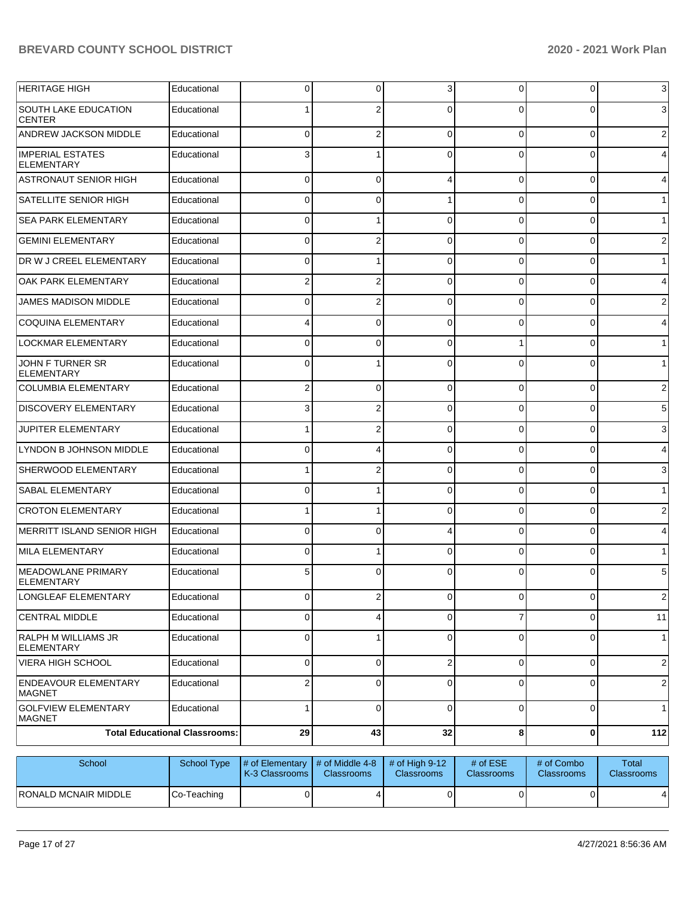| School | School Type | # of Elementary K-3 Classrooms | # of Middle 4-8 Classrooms | # of High 9-12 Classrooms | # of ESE Classrooms | # of Combo Classrooms | Total Classrooms |
|---|---|---|---|---|---|---|---|
| HERITAGE HIGH | Educational | 0 | 0 | 3 | 0 | 0 | 3 |
| SOUTH LAKE EDUCATION CENTER | Educational | 1 | 2 | 0 | 0 | 0 | 3 |
| ANDREW JACKSON MIDDLE | Educational | 0 | 2 | 0 | 0 | 0 | 2 |
| IMPERIAL ESTATES ELEMENTARY | Educational | 3 | 1 | 0 | 0 | 0 | 4 |
| ASTRONAUT SENIOR HIGH | Educational | 0 | 0 | 4 | 0 | 0 | 4 |
| SATELLITE SENIOR HIGH | Educational | 0 | 0 | 1 | 0 | 0 | 1 |
| SEA PARK ELEMENTARY | Educational | 0 | 1 | 0 | 0 | 0 | 1 |
| GEMINI ELEMENTARY | Educational | 0 | 2 | 0 | 0 | 0 | 2 |
| DR W J CREEL ELEMENTARY | Educational | 0 | 1 | 0 | 0 | 0 | 1 |
| OAK PARK ELEMENTARY | Educational | 2 | 2 | 0 | 0 | 0 | 4 |
| JAMES MADISON MIDDLE | Educational | 0 | 2 | 0 | 0 | 0 | 2 |
| COQUINA ELEMENTARY | Educational | 4 | 0 | 0 | 0 | 0 | 4 |
| LOCKMAR ELEMENTARY | Educational | 0 | 0 | 0 | 1 | 0 | 1 |
| JOHN F TURNER SR ELEMENTARY | Educational | 0 | 1 | 0 | 0 | 0 | 1 |
| COLUMBIA ELEMENTARY | Educational | 2 | 0 | 0 | 0 | 0 | 2 |
| DISCOVERY ELEMENTARY | Educational | 3 | 2 | 0 | 0 | 0 | 5 |
| JUPITER ELEMENTARY | Educational | 1 | 2 | 0 | 0 | 0 | 3 |
| LYNDON B JOHNSON MIDDLE | Educational | 0 | 4 | 0 | 0 | 0 | 4 |
| SHERWOOD ELEMENTARY | Educational | 1 | 2 | 0 | 0 | 0 | 3 |
| SABAL ELEMENTARY | Educational | 0 | 1 | 0 | 0 | 0 | 1 |
| CROTON ELEMENTARY | Educational | 1 | 1 | 0 | 0 | 0 | 2 |
| MERRITT ISLAND SENIOR HIGH | Educational | 0 | 0 | 4 | 0 | 0 | 4 |
| MILA ELEMENTARY | Educational | 0 | 1 | 0 | 0 | 0 | 1 |
| MEADOWLANE PRIMARY ELEMENTARY | Educational | 5 | 0 | 0 | 0 | 0 | 5 |
| LONGLEAF ELEMENTARY | Educational | 0 | 2 | 0 | 0 | 0 | 2 |
| CENTRAL MIDDLE | Educational | 0 | 4 | 0 | 7 | 0 | 11 |
| RALPH M WILLIAMS JR ELEMENTARY | Educational | 0 | 1 | 0 | 0 | 0 | 1 |
| VIERA HIGH SCHOOL | Educational | 0 | 0 | 2 | 0 | 0 | 2 |
| ENDEAVOUR ELEMENTARY MAGNET | Educational | 2 | 0 | 0 | 0 | 0 | 2 |
| GOLFVIEW ELEMENTARY MAGNET | Educational | 1 | 0 | 0 | 0 | 0 | 1 |
| Total Educational Classrooms: | | 29 | 43 | 32 | 8 | 0 | 112 |

| School | School Type | # of Elementary K-3 Classrooms | # of Middle 4-8 Classrooms | # of High 9-12 Classrooms | # of ESE Classrooms | # of Combo Classrooms | Total Classrooms |
|---|---|---|---|---|---|---|---|
| RONALD MCNAIR MIDDLE | Co-Teaching | 0 | 4 | 0 | 0 | 0 | 4 |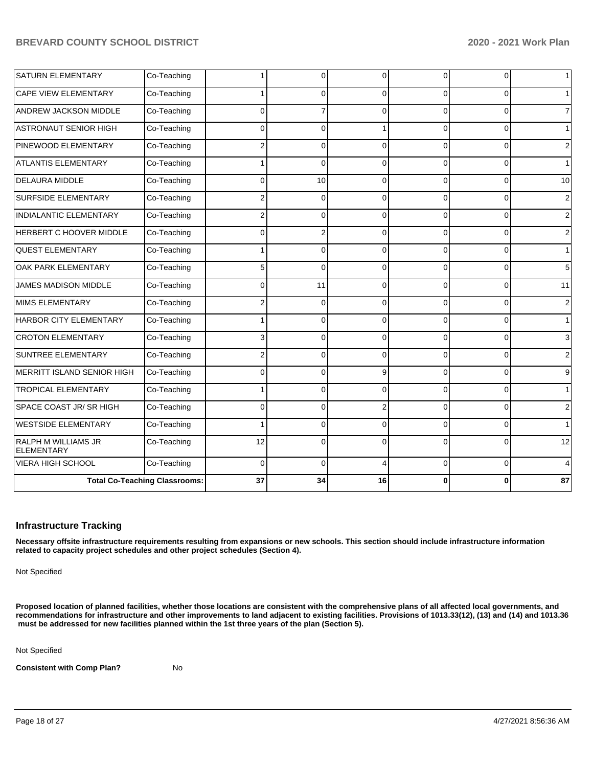| SATURN ELEMENTARY | Co-Teaching | 1 | 0 | 0 | 0 | 0 | 1 |
|---|---|---|---|---|---|---|---|
| CAPE VIEW ELEMENTARY | Co-Teaching | 1 | 0 | 0 | 0 | 0 | 1 |
| ANDREW JACKSON MIDDLE | Co-Teaching | 0 | 7 | 0 | 0 | 0 | 7 |
| ASTRONAUT SENIOR HIGH | Co-Teaching | 0 | 0 | 1 | 0 | 0 | 1 |
| PINEWOOD ELEMENTARY | Co-Teaching | 2 | 0 | 0 | 0 | 0 | 2 |
| ATLANTIS ELEMENTARY | Co-Teaching | 1 | 0 | 0 | 0 | 0 | 1 |
| DELAURA MIDDLE | Co-Teaching | 0 | 10 | 0 | 0 | 0 | 10 |
| SURFSIDE ELEMENTARY | Co-Teaching | 2 | 0 | 0 | 0 | 0 | 2 |
| INDIALANTIC ELEMENTARY | Co-Teaching | 2 | 0 | 0 | 0 | 0 | 2 |
| HERBERT C HOOVER MIDDLE | Co-Teaching | 0 | 2 | 0 | 0 | 0 | 2 |
| QUEST ELEMENTARY | Co-Teaching | 1 | 0 | 0 | 0 | 0 | 1 |
| OAK PARK ELEMENTARY | Co-Teaching | 5 | 0 | 0 | 0 | 0 | 5 |
| JAMES MADISON MIDDLE | Co-Teaching | 0 | 11 | 0 | 0 | 0 | 11 |
| MIMS ELEMENTARY | Co-Teaching | 2 | 0 | 0 | 0 | 0 | 2 |
| HARBOR CITY ELEMENTARY | Co-Teaching | 1 | 0 | 0 | 0 | 0 | 1 |
| CROTON ELEMENTARY | Co-Teaching | 3 | 0 | 0 | 0 | 0 | 3 |
| SUNTREE ELEMENTARY | Co-Teaching | 2 | 0 | 0 | 0 | 0 | 2 |
| MERRITT ISLAND SENIOR HIGH | Co-Teaching | 0 | 0 | 9 | 0 | 0 | 9 |
| TROPICAL ELEMENTARY | Co-Teaching | 1 | 0 | 0 | 0 | 0 | 1 |
| SPACE COAST JR/ SR HIGH | Co-Teaching | 0 | 0 | 2 | 0 | 0 | 2 |
| WESTSIDE ELEMENTARY | Co-Teaching | 1 | 0 | 0 | 0 | 0 | 1 |
| RALPH M WILLIAMS JR ELEMENTARY | Co-Teaching | 12 | 0 | 0 | 0 | 0 | 12 |
| VIERA HIGH SCHOOL | Co-Teaching | 0 | 0 | 4 | 0 | 0 | 4 |
| **Total Co-Teaching Classrooms:** | | **37** | **34** | **16** | **0** | **0** | **87** |

## Infrastructure Tracking

**Necessary offsite infrastructure requirements resulting from expansions or new schools. This section should include infrastructure information related to capacity project schedules and other project schedules (Section 4).**

Not Specified

**Proposed location of planned facilities, whether those locations are consistent with the comprehensive plans of all affected local governments, and recommendations for infrastructure and other improvements to land adjacent to existing facilities. Provisions of 1013.33(12), (13) and (14) and 1013.36 must be addressed for new facilities planned within the 1st three years of the plan (Section 5).**

Not Specified

**Consistent with Comp Plan?** No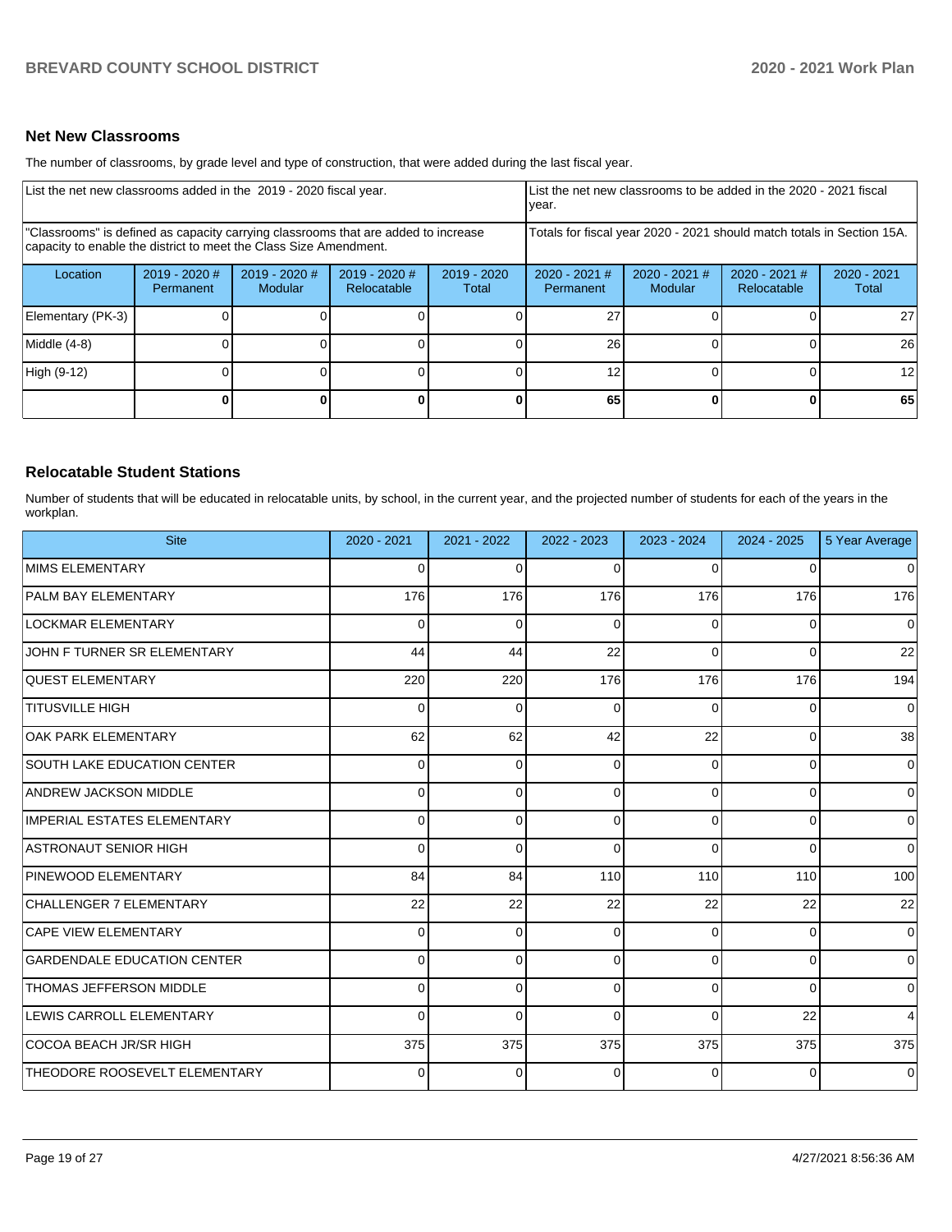## Net New Classrooms

The number of classrooms, by grade level and type of construction, that were added during the last fiscal year.

| List the net new classrooms added in the 2019 - 2020 fiscal year. | | | | | List the net new classrooms to be added in the 2020 - 2021 fiscal year. | | | |
|---|---|---|---|---|---|---|---|---|
| "Classrooms" is defined as capacity carrying classrooms that are added to increase capacity to enable the district to meet the Class Size Amendment. | | | | | Totals for fiscal year 2020 - 2021 should match totals in Section 15A. | | | |
| Location | 2019 - 2020 # Permanent | 2019 - 2020 # Modular | 2019 - 2020 # Relocatable | 2019 - 2020 Total | 2020 - 2021 # Permanent | 2020 - 2021 # Modular | 2020 - 2021 # Relocatable | 2020 - 2021 Total |
| Elementary (PK-3) | 0 | 0 | 0 | 0 | 27 | 0 | 0 | 27 |
| Middle (4-8) | 0 | 0 | 0 | 0 | 26 | 0 | 0 | 26 |
| High (9-12) | 0 | 0 | 0 | 0 | 12 | 0 | 0 | 12 |
| | **0** | **0** | **0** | **0** | **65** | **0** | **0** | **65** |

## Relocatable Student Stations

Number of students that will be educated in relocatable units, by school, in the current year, and the projected number of students for each of the years in the workplan.

| Site | 2020 - 2021 | 2021 - 2022 | 2022 - 2023 | 2023 - 2024 | 2024 - 2025 | 5 Year Average |
|---|---|---|---|---|---|---|
| MIMS ELEMENTARY | 0 | 0 | 0 | 0 | 0 | 0 |
| PALM BAY ELEMENTARY | 176 | 176 | 176 | 176 | 176 | 176 |
| LOCKMAR ELEMENTARY | 0 | 0 | 0 | 0 | 0 | 0 |
| JOHN F TURNER SR ELEMENTARY | 44 | 44 | 22 | 0 | 0 | 22 |
| QUEST ELEMENTARY | 220 | 220 | 176 | 176 | 176 | 194 |
| TITUSVILLE HIGH | 0 | 0 | 0 | 0 | 0 | 0 |
| OAK PARK ELEMENTARY | 62 | 62 | 42 | 22 | 0 | 38 |
| SOUTH LAKE EDUCATION CENTER | 0 | 0 | 0 | 0 | 0 | 0 |
| ANDREW JACKSON MIDDLE | 0 | 0 | 0 | 0 | 0 | 0 |
| IMPERIAL ESTATES ELEMENTARY | 0 | 0 | 0 | 0 | 0 | 0 |
| ASTRONAUT SENIOR HIGH | 0 | 0 | 0 | 0 | 0 | 0 |
| PINEWOOD ELEMENTARY | 84 | 84 | 110 | 110 | 110 | 100 |
| CHALLENGER 7 ELEMENTARY | 22 | 22 | 22 | 22 | 22 | 22 |
| CAPE VIEW ELEMENTARY | 0 | 0 | 0 | 0 | 0 | 0 |
| GARDENDALE EDUCATION CENTER | 0 | 0 | 0 | 0 | 0 | 0 |
| THOMAS JEFFERSON MIDDLE | 0 | 0 | 0 | 0 | 0 | 0 |
| LEWIS CARROLL ELEMENTARY | 0 | 0 | 0 | 0 | 22 | 4 |
| COCOA BEACH JR/SR HIGH | 375 | 375 | 375 | 375 | 375 | 375 |
| THEODORE ROOSEVELT ELEMENTARY | 0 | 0 | 0 | 0 | 0 | 0 |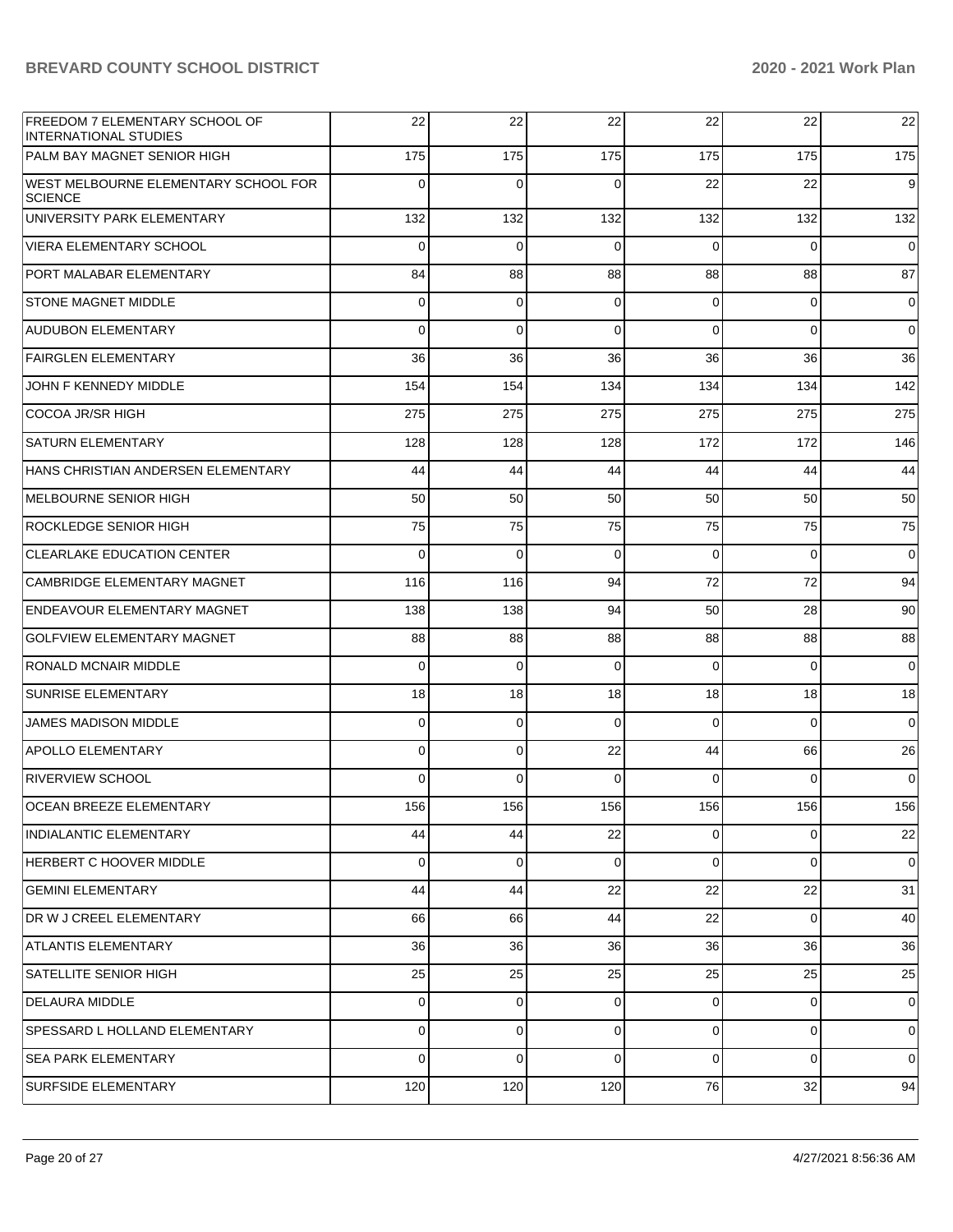| | | | | | | |
|---|---|---|---|---|---|---|
| FREEDOM 7 ELEMENTARY SCHOOL OF INTERNATIONAL STUDIES | 22 | 22 | 22 | 22 | 22 | 22 |
| PALM BAY MAGNET SENIOR HIGH | 175 | 175 | 175 | 175 | 175 | 175 |
| WEST MELBOURNE ELEMENTARY SCHOOL FOR SCIENCE | 0 | 0 | 0 | 22 | 22 | 9 |
| UNIVERSITY PARK ELEMENTARY | 132 | 132 | 132 | 132 | 132 | 132 |
| VIERA ELEMENTARY SCHOOL | 0 | 0 | 0 | 0 | 0 | 0 |
| PORT MALABAR ELEMENTARY | 84 | 88 | 88 | 88 | 88 | 87 |
| STONE MAGNET MIDDLE | 0 | 0 | 0 | 0 | 0 | 0 |
| AUDUBON ELEMENTARY | 0 | 0 | 0 | 0 | 0 | 0 |
| FAIRGLEN ELEMENTARY | 36 | 36 | 36 | 36 | 36 | 36 |
| JOHN F KENNEDY MIDDLE | 154 | 154 | 134 | 134 | 134 | 142 |
| COCOA JR/SR HIGH | 275 | 275 | 275 | 275 | 275 | 275 |
| SATURN ELEMENTARY | 128 | 128 | 128 | 172 | 172 | 146 |
| HANS CHRISTIAN ANDERSEN ELEMENTARY | 44 | 44 | 44 | 44 | 44 | 44 |
| MELBOURNE SENIOR HIGH | 50 | 50 | 50 | 50 | 50 | 50 |
| ROCKLEDGE SENIOR HIGH | 75 | 75 | 75 | 75 | 75 | 75 |
| CLEARLAKE EDUCATION CENTER | 0 | 0 | 0 | 0 | 0 | 0 |
| CAMBRIDGE ELEMENTARY MAGNET | 116 | 116 | 94 | 72 | 72 | 94 |
| ENDEAVOUR ELEMENTARY MAGNET | 138 | 138 | 94 | 50 | 28 | 90 |
| GOLFVIEW ELEMENTARY MAGNET | 88 | 88 | 88 | 88 | 88 | 88 |
| RONALD MCNAIR MIDDLE | 0 | 0 | 0 | 0 | 0 | 0 |
| SUNRISE ELEMENTARY | 18 | 18 | 18 | 18 | 18 | 18 |
| JAMES MADISON MIDDLE | 0 | 0 | 0 | 0 | 0 | 0 |
| APOLLO ELEMENTARY | 0 | 0 | 22 | 44 | 66 | 26 |
| RIVERVIEW SCHOOL | 0 | 0 | 0 | 0 | 0 | 0 |
| OCEAN BREEZE ELEMENTARY | 156 | 156 | 156 | 156 | 156 | 156 |
| INDIALANTIC ELEMENTARY | 44 | 44 | 22 | 0 | 0 | 22 |
| HERBERT C HOOVER MIDDLE | 0 | 0 | 0 | 0 | 0 | 0 |
| GEMINI ELEMENTARY | 44 | 44 | 22 | 22 | 22 | 31 |
| DR W J CREEL ELEMENTARY | 66 | 66 | 44 | 22 | 0 | 40 |
| ATLANTIS ELEMENTARY | 36 | 36 | 36 | 36 | 36 | 36 |
| SATELLITE SENIOR HIGH | 25 | 25 | 25 | 25 | 25 | 25 |
| DELAURA MIDDLE | 0 | 0 | 0 | 0 | 0 | 0 |
| SPESSARD L HOLLAND ELEMENTARY | 0 | 0 | 0 | 0 | 0 | 0 |
| SEA PARK ELEMENTARY | 0 | 0 | 0 | 0 | 0 | 0 |
| SURFSIDE ELEMENTARY | 120 | 120 | 120 | 76 | 32 | 94 |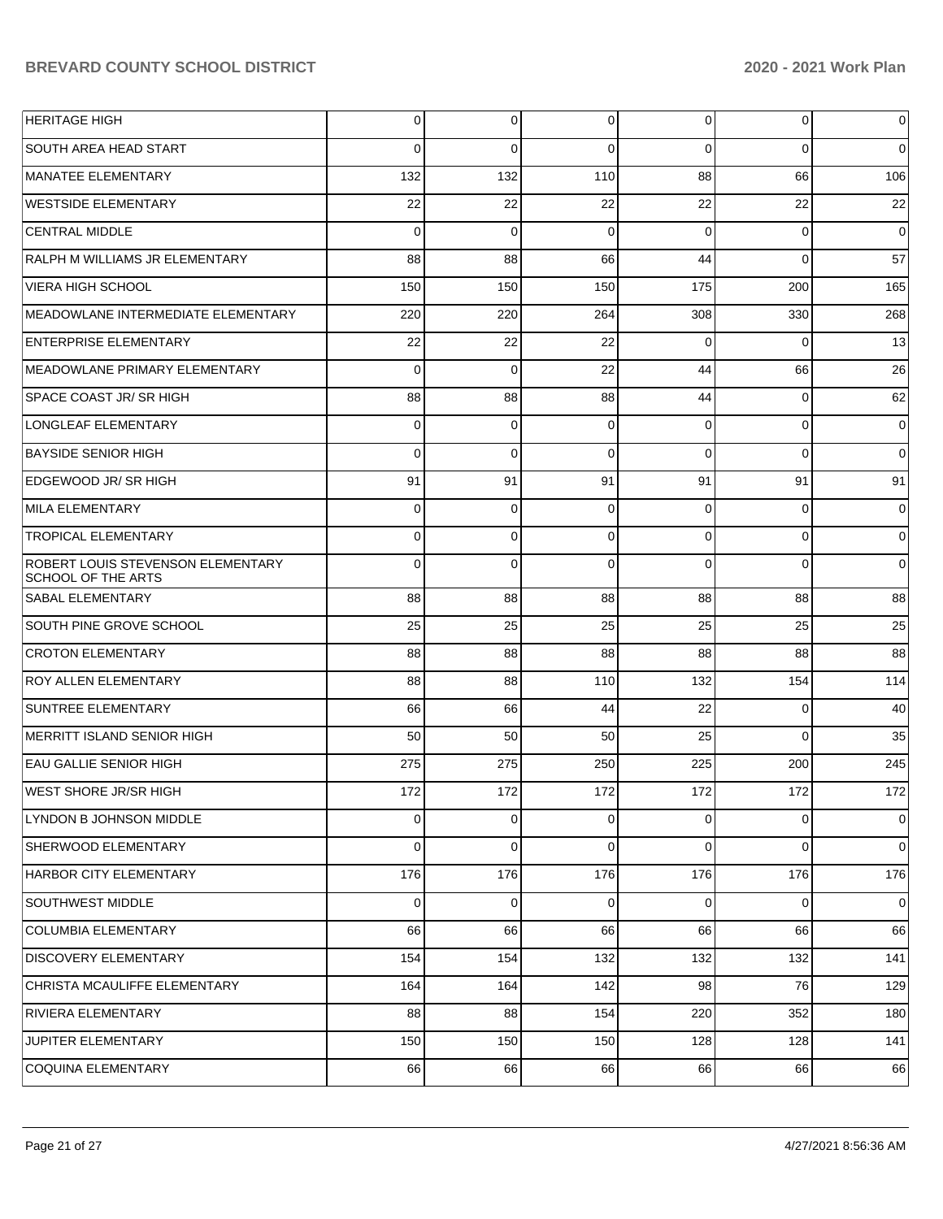| | | | | | | |
|---|---|---|---|---|---|---|
| HERITAGE HIGH | 0 | 0 | 0 | 0 | 0 | 0 |
| SOUTH AREA HEAD START | 0 | 0 | 0 | 0 | 0 | 0 |
| MANATEE ELEMENTARY | 132 | 132 | 110 | 88 | 66 | 106 |
| WESTSIDE ELEMENTARY | 22 | 22 | 22 | 22 | 22 | 22 |
| CENTRAL MIDDLE | 0 | 0 | 0 | 0 | 0 | 0 |
| RALPH M WILLIAMS JR ELEMENTARY | 88 | 88 | 66 | 44 | 0 | 57 |
| VIERA HIGH SCHOOL | 150 | 150 | 150 | 175 | 200 | 165 |
| MEADOWLANE INTERMEDIATE ELEMENTARY | 220 | 220 | 264 | 308 | 330 | 268 |
| ENTERPRISE ELEMENTARY | 22 | 22 | 22 | 0 | 0 | 13 |
| MEADOWLANE PRIMARY ELEMENTARY | 0 | 0 | 22 | 44 | 66 | 26 |
| SPACE COAST JR/ SR HIGH | 88 | 88 | 88 | 44 | 0 | 62 |
| LONGLEAF ELEMENTARY | 0 | 0 | 0 | 0 | 0 | 0 |
| BAYSIDE SENIOR HIGH | 0 | 0 | 0 | 0 | 0 | 0 |
| EDGEWOOD JR/ SR HIGH | 91 | 91 | 91 | 91 | 91 | 91 |
| MILA ELEMENTARY | 0 | 0 | 0 | 0 | 0 | 0 |
| TROPICAL ELEMENTARY | 0 | 0 | 0 | 0 | 0 | 0 |
| ROBERT LOUIS STEVENSON ELEMENTARY SCHOOL OF THE ARTS | 0 | 0 | 0 | 0 | 0 | 0 |
| SABAL ELEMENTARY | 88 | 88 | 88 | 88 | 88 | 88 |
| SOUTH PINE GROVE SCHOOL | 25 | 25 | 25 | 25 | 25 | 25 |
| CROTON ELEMENTARY | 88 | 88 | 88 | 88 | 88 | 88 |
| ROY ALLEN ELEMENTARY | 88 | 88 | 110 | 132 | 154 | 114 |
| SUNTREE ELEMENTARY | 66 | 66 | 44 | 22 | 0 | 40 |
| MERRITT ISLAND SENIOR HIGH | 50 | 50 | 50 | 25 | 0 | 35 |
| EAU GALLIE SENIOR HIGH | 275 | 275 | 250 | 225 | 200 | 245 |
| WEST SHORE JR/SR HIGH | 172 | 172 | 172 | 172 | 172 | 172 |
| LYNDON B JOHNSON MIDDLE | 0 | 0 | 0 | 0 | 0 | 0 |
| SHERWOOD ELEMENTARY | 0 | 0 | 0 | 0 | 0 | 0 |
| HARBOR CITY ELEMENTARY | 176 | 176 | 176 | 176 | 176 | 176 |
| SOUTHWEST MIDDLE | 0 | 0 | 0 | 0 | 0 | 0 |
| COLUMBIA ELEMENTARY | 66 | 66 | 66 | 66 | 66 | 66 |
| DISCOVERY ELEMENTARY | 154 | 154 | 132 | 132 | 132 | 141 |
| CHRISTA MCAULIFFE ELEMENTARY | 164 | 164 | 142 | 98 | 76 | 129 |
| RIVIERA ELEMENTARY | 88 | 88 | 154 | 220 | 352 | 180 |
| JUPITER ELEMENTARY | 150 | 150 | 150 | 128 | 128 | 141 |
| COQUINA ELEMENTARY | 66 | 66 | 66 | 66 | 66 | 66 |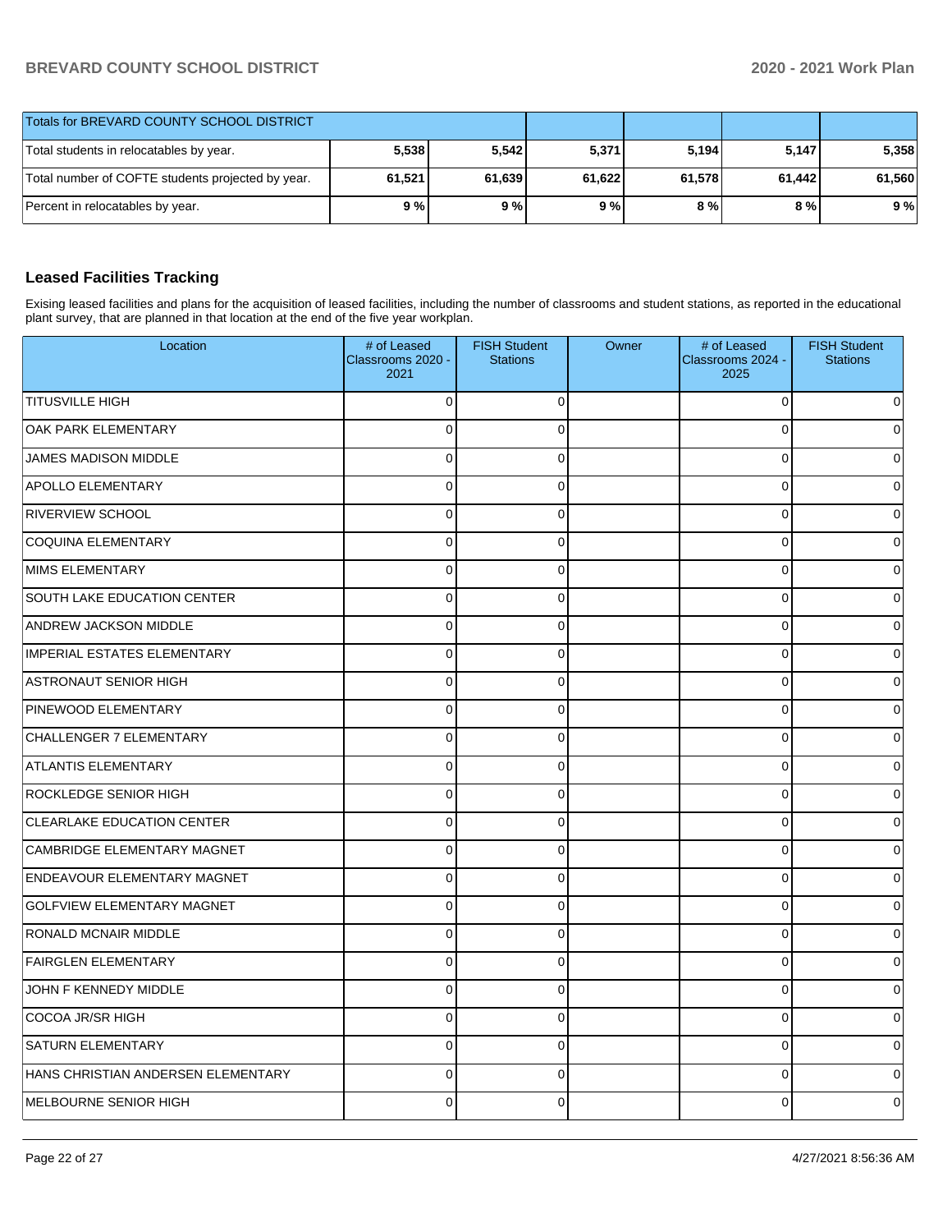| Totals for BREVARD COUNTY SCHOOL DISTRICT | | | | | | |
|---|---|---|---|---|---|---|
| Total students in relocatables by year. | 5,538 | 5,542 | 5,371 | 5,194 | 5,147 | 5,358 |
| Total number of COFTE students projected by year. | 61,521 | 61,639 | 61,622 | 61,578 | 61,442 | 61,560 |
| Percent in relocatables by year. | 9 % | 9 % | 9 % | 8 % | 8 % | 9 % |

## Leased Facilities Tracking

Exising leased facilities and plans for the acquisition of leased facilities, including the number of classrooms and student stations, as reported in the educational plant survey, that are planned in that location at the end of the five year workplan.

| Location | # of Leased Classrooms 2020 - 2021 | FISH Student Stations | Owner | # of Leased Classrooms 2024 - 2025 | FISH Student Stations |
|---|---|---|---|---|---|
| TITUSVILLE HIGH | 0 | 0 | | 0 | 0 |
| OAK PARK ELEMENTARY | 0 | 0 | | 0 | 0 |
| JAMES MADISON MIDDLE | 0 | 0 | | 0 | 0 |
| APOLLO ELEMENTARY | 0 | 0 | | 0 | 0 |
| RIVERVIEW SCHOOL | 0 | 0 | | 0 | 0 |
| COQUINA ELEMENTARY | 0 | 0 | | 0 | 0 |
| MIMS ELEMENTARY | 0 | 0 | | 0 | 0 |
| SOUTH LAKE EDUCATION CENTER | 0 | 0 | | 0 | 0 |
| ANDREW JACKSON MIDDLE | 0 | 0 | | 0 | 0 |
| IMPERIAL ESTATES ELEMENTARY | 0 | 0 | | 0 | 0 |
| ASTRONAUT SENIOR HIGH | 0 | 0 | | 0 | 0 |
| PINEWOOD ELEMENTARY | 0 | 0 | | 0 | 0 |
| CHALLENGER 7 ELEMENTARY | 0 | 0 | | 0 | 0 |
| ATLANTIS ELEMENTARY | 0 | 0 | | 0 | 0 |
| ROCKLEDGE SENIOR HIGH | 0 | 0 | | 0 | 0 |
| CLEARLAKE EDUCATION CENTER | 0 | 0 | | 0 | 0 |
| CAMBRIDGE ELEMENTARY MAGNET | 0 | 0 | | 0 | 0 |
| ENDEAVOUR ELEMENTARY MAGNET | 0 | 0 | | 0 | 0 |
| GOLFVIEW ELEMENTARY MAGNET | 0 | 0 | | 0 | 0 |
| RONALD MCNAIR MIDDLE | 0 | 0 | | 0 | 0 |
| FAIRGLEN ELEMENTARY | 0 | 0 | | 0 | 0 |
| JOHN F KENNEDY MIDDLE | 0 | 0 | | 0 | 0 |
| COCOA JR/SR HIGH | 0 | 0 | | 0 | 0 |
| SATURN ELEMENTARY | 0 | 0 | | 0 | 0 |
| HANS CHRISTIAN ANDERSEN ELEMENTARY | 0 | 0 | | 0 | 0 |
| MELBOURNE SENIOR HIGH | 0 | 0 | | 0 | 0 |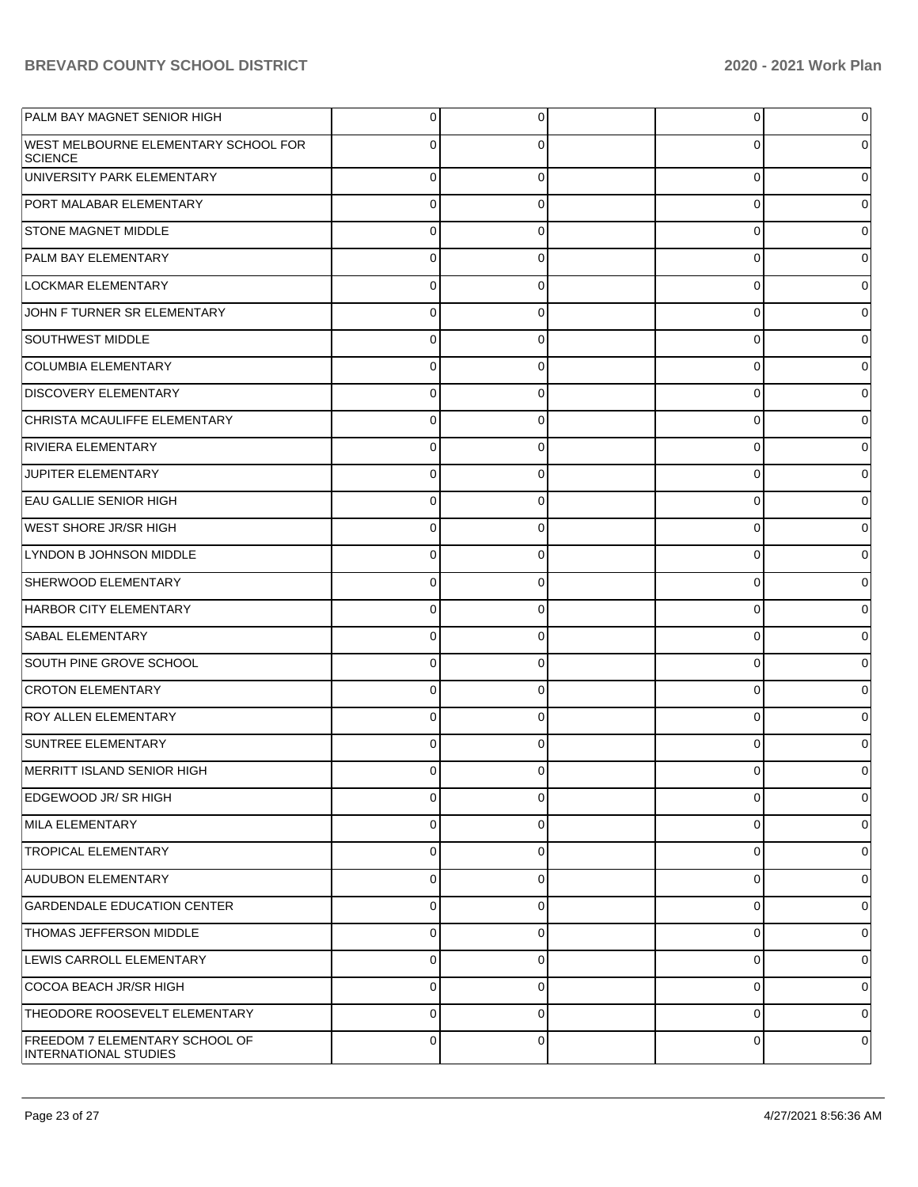| | | | | | |
|---|---|---|---|---|---|
| PALM BAY MAGNET SENIOR HIGH | 0 | 0 | | 0 | 0 |
| WEST MELBOURNE ELEMENTARY SCHOOL FOR SCIENCE | 0 | 0 | | 0 | 0 |
| UNIVERSITY PARK ELEMENTARY | 0 | 0 | | 0 | 0 |
| PORT MALABAR ELEMENTARY | 0 | 0 | | 0 | 0 |
| STONE MAGNET MIDDLE | 0 | 0 | | 0 | 0 |
| PALM BAY ELEMENTARY | 0 | 0 | | 0 | 0 |
| LOCKMAR ELEMENTARY | 0 | 0 | | 0 | 0 |
| JOHN F TURNER SR ELEMENTARY | 0 | 0 | | 0 | 0 |
| SOUTHWEST MIDDLE | 0 | 0 | | 0 | 0 |
| COLUMBIA ELEMENTARY | 0 | 0 | | 0 | 0 |
| DISCOVERY ELEMENTARY | 0 | 0 | | 0 | 0 |
| CHRISTA MCAULIFFE ELEMENTARY | 0 | 0 | | 0 | 0 |
| RIVIERA ELEMENTARY | 0 | 0 | | 0 | 0 |
| JUPITER ELEMENTARY | 0 | 0 | | 0 | 0 |
| EAU GALLIE SENIOR HIGH | 0 | 0 | | 0 | 0 |
| WEST SHORE JR/SR HIGH | 0 | 0 | | 0 | 0 |
| LYNDON B JOHNSON MIDDLE | 0 | 0 | | 0 | 0 |
| SHERWOOD ELEMENTARY | 0 | 0 | | 0 | 0 |
| HARBOR CITY ELEMENTARY | 0 | 0 | | 0 | 0 |
| SABAL ELEMENTARY | 0 | 0 | | 0 | 0 |
| SOUTH PINE GROVE SCHOOL | 0 | 0 | | 0 | 0 |
| CROTON ELEMENTARY | 0 | 0 | | 0 | 0 |
| ROY ALLEN ELEMENTARY | 0 | 0 | | 0 | 0 |
| SUNTREE ELEMENTARY | 0 | 0 | | 0 | 0 |
| MERRITT ISLAND SENIOR HIGH | 0 | 0 | | 0 | 0 |
| EDGEWOOD JR/ SR HIGH | 0 | 0 | | 0 | 0 |
| MILA ELEMENTARY | 0 | 0 | | 0 | 0 |
| TROPICAL ELEMENTARY | 0 | 0 | | 0 | 0 |
| AUDUBON ELEMENTARY | 0 | 0 | | 0 | 0 |
| GARDENDALE EDUCATION CENTER | 0 | 0 | | 0 | 0 |
| THOMAS JEFFERSON MIDDLE | 0 | 0 | | 0 | 0 |
| LEWIS CARROLL ELEMENTARY | 0 | 0 | | 0 | 0 |
| COCOA BEACH JR/SR HIGH | 0 | 0 | | 0 | 0 |
| THEODORE ROOSEVELT ELEMENTARY | 0 | 0 | | 0 | 0 |
| FREEDOM 7 ELEMENTARY SCHOOL OF INTERNATIONAL STUDIES | 0 | 0 | | 0 | 0 |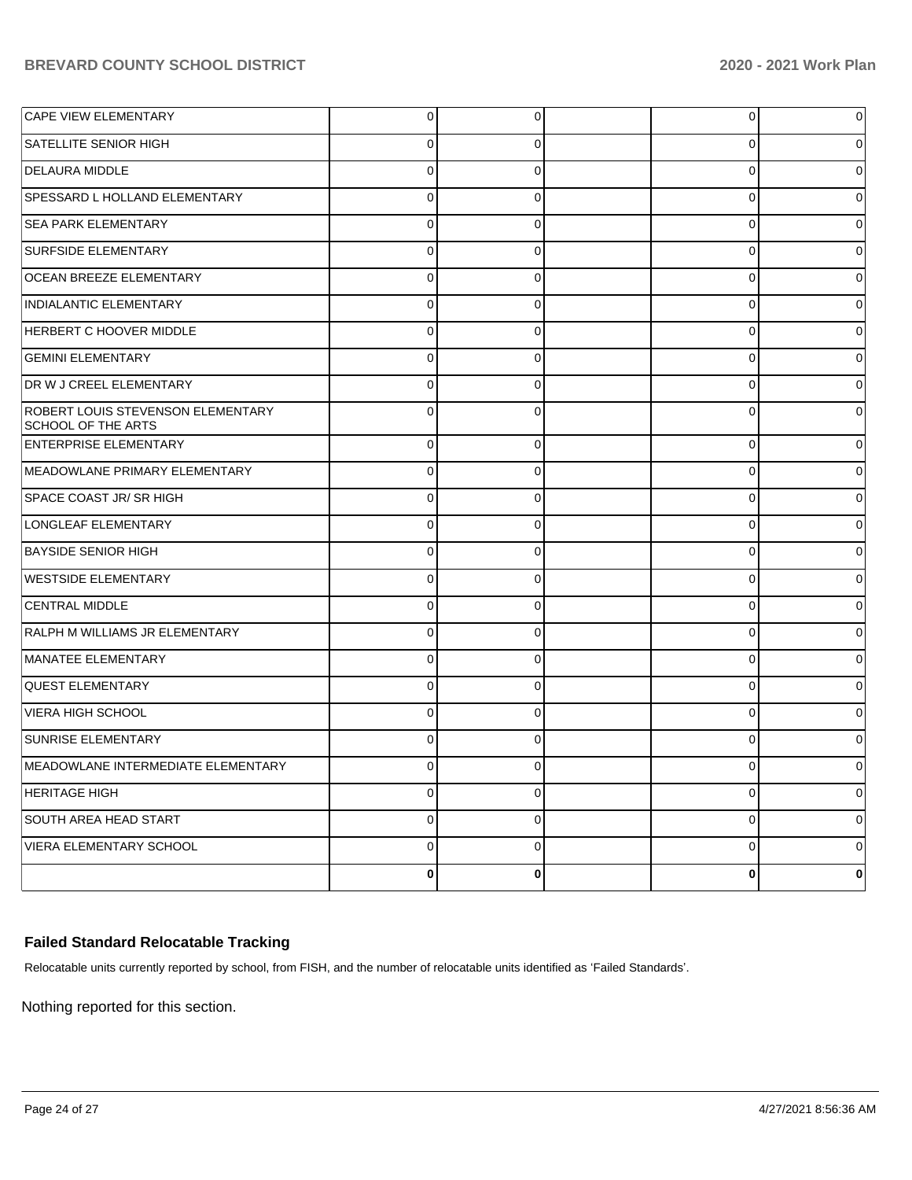| | | | | | |
|---|---|---|---|---|---|
| CAPE VIEW ELEMENTARY | 0 | 0 | | 0 | 0 |
| SATELLITE SENIOR HIGH | 0 | 0 | | 0 | 0 |
| DELAURA MIDDLE | 0 | 0 | | 0 | 0 |
| SPESSARD L HOLLAND ELEMENTARY | 0 | 0 | | 0 | 0 |
| SEA PARK ELEMENTARY | 0 | 0 | | 0 | 0 |
| SURFSIDE ELEMENTARY | 0 | 0 | | 0 | 0 |
| OCEAN BREEZE ELEMENTARY | 0 | 0 | | 0 | 0 |
| INDIALANTIC ELEMENTARY | 0 | 0 | | 0 | 0 |
| HERBERT C HOOVER MIDDLE | 0 | 0 | | 0 | 0 |
| GEMINI ELEMENTARY | 0 | 0 | | 0 | 0 |
| DR W J CREEL ELEMENTARY | 0 | 0 | | 0 | 0 |
| ROBERT LOUIS STEVENSON ELEMENTARY SCHOOL OF THE ARTS | 0 | 0 | | 0 | 0 |
| ENTERPRISE ELEMENTARY | 0 | 0 | | 0 | 0 |
| MEADOWLANE PRIMARY ELEMENTARY | 0 | 0 | | 0 | 0 |
| SPACE COAST JR/ SR HIGH | 0 | 0 | | 0 | 0 |
| LONGLEAF ELEMENTARY | 0 | 0 | | 0 | 0 |
| BAYSIDE SENIOR HIGH | 0 | 0 | | 0 | 0 |
| WESTSIDE ELEMENTARY | 0 | 0 | | 0 | 0 |
| CENTRAL MIDDLE | 0 | 0 | | 0 | 0 |
| RALPH M WILLIAMS JR ELEMENTARY | 0 | 0 | | 0 | 0 |
| MANATEE ELEMENTARY | 0 | 0 | | 0 | 0 |
| QUEST ELEMENTARY | 0 | 0 | | 0 | 0 |
| VIERA HIGH SCHOOL | 0 | 0 | | 0 | 0 |
| SUNRISE ELEMENTARY | 0 | 0 | | 0 | 0 |
| MEADOWLANE INTERMEDIATE ELEMENTARY | 0 | 0 | | 0 | 0 |
| HERITAGE HIGH | 0 | 0 | | 0 | 0 |
| SOUTH AREA HEAD START | 0 | 0 | | 0 | 0 |
| VIERA ELEMENTARY SCHOOL | 0 | 0 | | 0 | 0 |
| | **0** | **0** | | **0** | **0** |

### Failed Standard Relocatable Tracking

Relocatable units currently reported by school, from FISH, and the number of relocatable units identified as 'Failed Standards'.

Nothing reported for this section.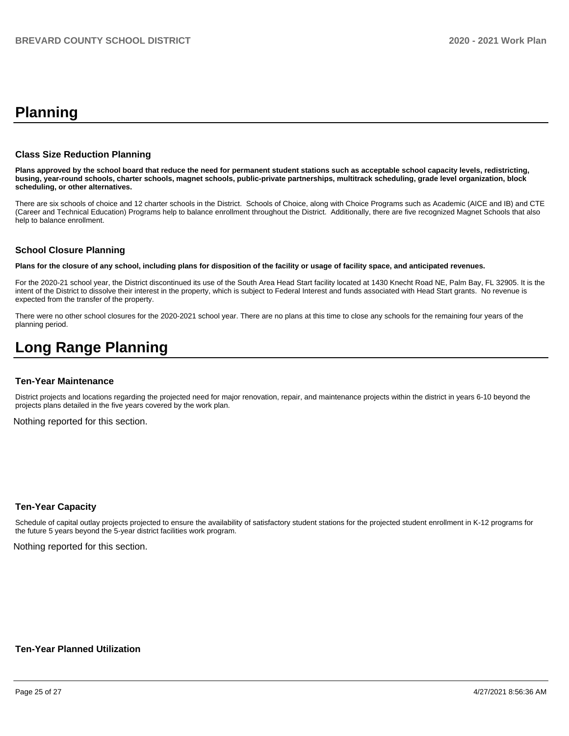# Planning

### Class Size Reduction Planning

**Plans approved by the school board that reduce the need for permanent student stations such as acceptable school capacity levels, redistricting, busing, year-round schools, charter schools, magnet schools, public-private partnerships, multitrack scheduling, grade level organization, block scheduling, or other alternatives.**

There are six schools of choice and 12 charter schools in the District. Schools of Choice, along with Choice Programs such as Academic (AICE and IB) and CTE (Career and Technical Education) Programs help to balance enrollment throughout the District. Additionally, there are five recognized Magnet Schools that also help to balance enrollment.

### School Closure Planning

**Plans for the closure of any school, including plans for disposition of the facility or usage of facility space, and anticipated revenues.**

For the 2020-21 school year, the District discontinued its use of the South Area Head Start facility located at 1430 Knecht Road NE, Palm Bay, FL 32905. It is the intent of the District to dissolve their interest in the property, which is subject to Federal Interest and funds associated with Head Start grants. No revenue is expected from the transfer of the property.

There were no other school closures for the 2020-2021 school year. There are no plans at this time to close any schools for the remaining four years of the planning period.

# Long Range Planning

### Ten-Year Maintenance

District projects and locations regarding the projected need for major renovation, repair, and maintenance projects within the district in years 6-10 beyond the projects plans detailed in the five years covered by the work plan.

Nothing reported for this section.

### Ten-Year Capacity

Schedule of capital outlay projects projected to ensure the availability of satisfactory student stations for the projected student enrollment in K-12 programs for the future 5 years beyond the 5-year district facilities work program.

Nothing reported for this section.

### Ten-Year Planned Utilization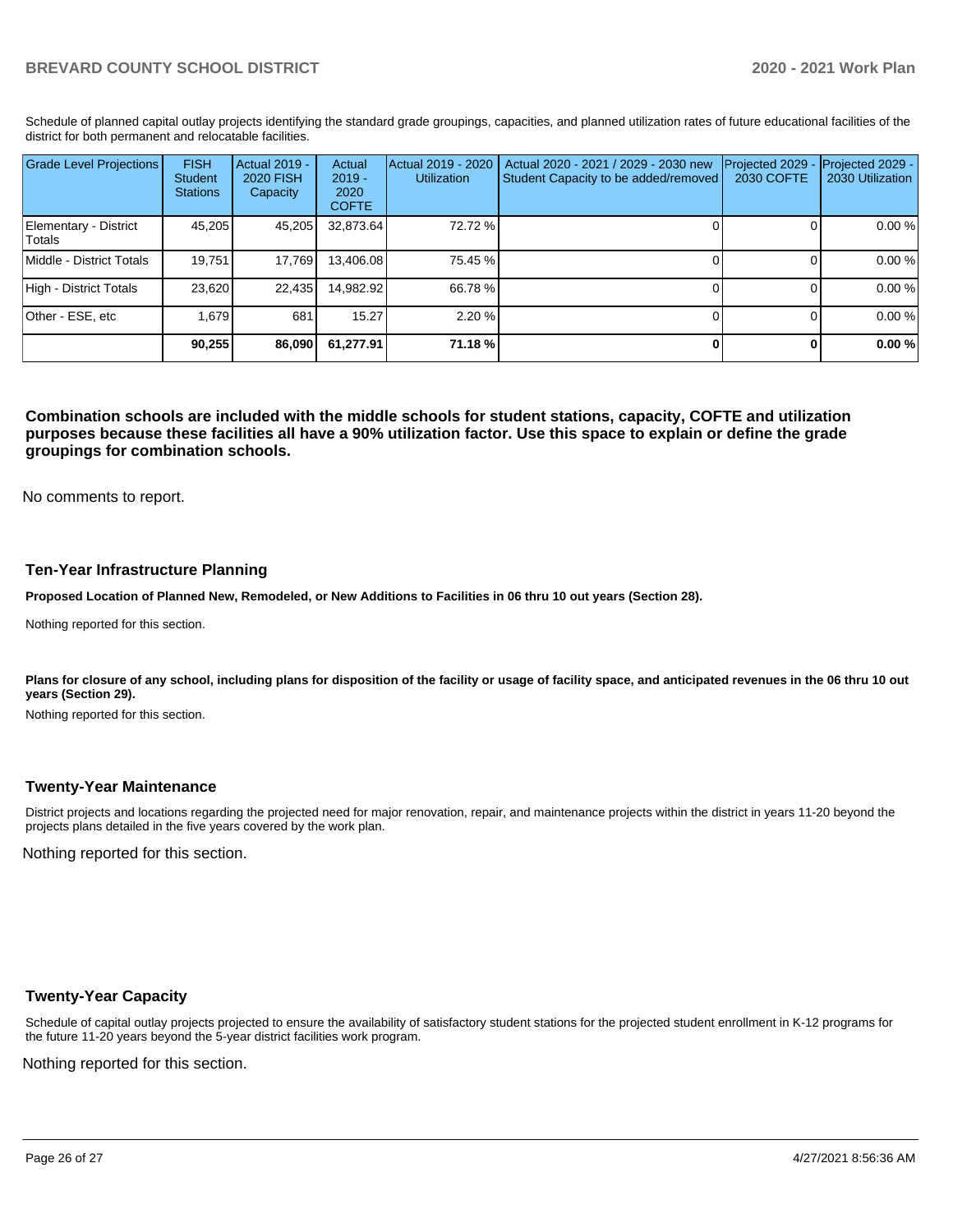Schedule of planned capital outlay projects identifying the standard grade groupings, capacities, and planned utilization rates of future educational facilities of the district for both permanent and relocatable facilities.

| Grade Level Projections | FISH Student Stations | Actual 2019 - 2020 FISH Capacity | Actual 2019 - 2020 COFTE | Actual 2019 - 2020 Utilization | Actual 2020 - 2021 / 2029 - 2030 new Student Capacity to be added/removed | Projected 2029 - 2030 COFTE | Projected 2029 - 2030 Utilization |
|---|---|---|---|---|---|---|---|
| Elementary - District Totals | 45,205 | 45,205 | 32,873.64 | 72.72 % | 0 | 0 | 0.00 % |
| Middle - District Totals | 19,751 | 17,769 | 13,406.08 | 75.45 % | 0 | 0 | 0.00 % |
| High - District Totals | 23,620 | 22,435 | 14,982.92 | 66.78 % | 0 | 0 | 0.00 % |
| Other - ESE, etc | 1,679 | 681 | 15.27 | 2.20 % | 0 | 0 | 0.00 % |
| | **90,255** | **86,090** | **61,277.91** | **71.18 %** | **0** | **0** | **0.00 %** |

**Combination schools are included with the middle schools for student stations, capacity, COFTE and utilization purposes because these facilities all have a 90% utilization factor. Use this space to explain or define the grade groupings for combination schools.**

No comments to report.

### Ten-Year Infrastructure Planning

**Proposed Location of Planned New, Remodeled, or New Additions to Facilities in 06 thru 10 out years (Section 28).**

Nothing reported for this section.

**Plans for closure of any school, including plans for disposition of the facility or usage of facility space, and anticipated revenues in the 06 thru 10 out years (Section 29).**

Nothing reported for this section.

### Twenty-Year Maintenance

District projects and locations regarding the projected need for major renovation, repair, and maintenance projects within the district in years 11-20 beyond the projects plans detailed in the five years covered by the work plan.

Nothing reported for this section.

### Twenty-Year Capacity

Schedule of capital outlay projects projected to ensure the availability of satisfactory student stations for the projected student enrollment in K-12 programs for the future 11-20 years beyond the 5-year district facilities work program.

Nothing reported for this section.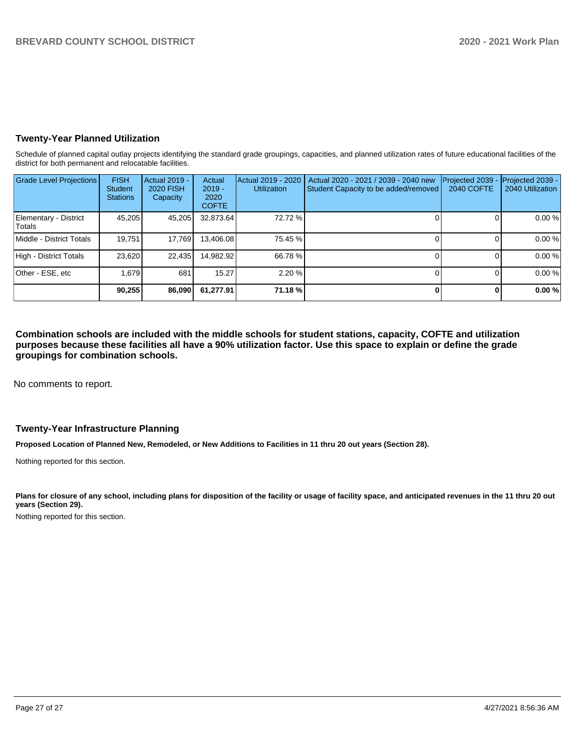## Twenty-Year Planned Utilization

Schedule of planned capital outlay projects identifying the standard grade groupings, capacities, and planned utilization rates of future educational facilities of the district for both permanent and relocatable facilities.

| Grade Level Projections | FISH Student Stations | Actual 2019 - 2020 FISH Capacity | Actual 2019 - 2020 COFTE | Actual 2019 - 2020 Utilization | Actual 2020 - 2021 / 2039 - 2040 new Student Capacity to be added/removed | Projected 2039 - 2040 COFTE | Projected 2039 - 2040 Utilization |
|---|---|---|---|---|---|---|---|
| Elementary - District Totals | 45,205 | 45,205 | 32,873.64 | 72.72 % | 0 | 0 | 0.00 % |
| Middle - District Totals | 19,751 | 17,769 | 13,406.08 | 75.45 % | 0 | 0 | 0.00 % |
| High - District Totals | 23,620 | 22,435 | 14,982.92 | 66.78 % | 0 | 0 | 0.00 % |
| Other - ESE, etc | 1,679 | 681 | 15.27 | 2.20 % | 0 | 0 | 0.00 % |
| | **90,255** | **86,090** | **61,277.91** | **71.18 %** | **0** | **0** | **0.00 %** |

**Combination schools are included with the middle schools for student stations, capacity, COFTE and utilization purposes because these facilities all have a 90% utilization factor. Use this space to explain or define the grade groupings for combination schools.**

No comments to report.

## Twenty-Year Infrastructure Planning

**Proposed Location of Planned New, Remodeled, or New Additions to Facilities in 11 thru 20 out years (Section 28).**

Nothing reported for this section.

**Plans for closure of any school, including plans for disposition of the facility or usage of facility space, and anticipated revenues in the 11 thru 20 out years (Section 29).**

Nothing reported for this section.